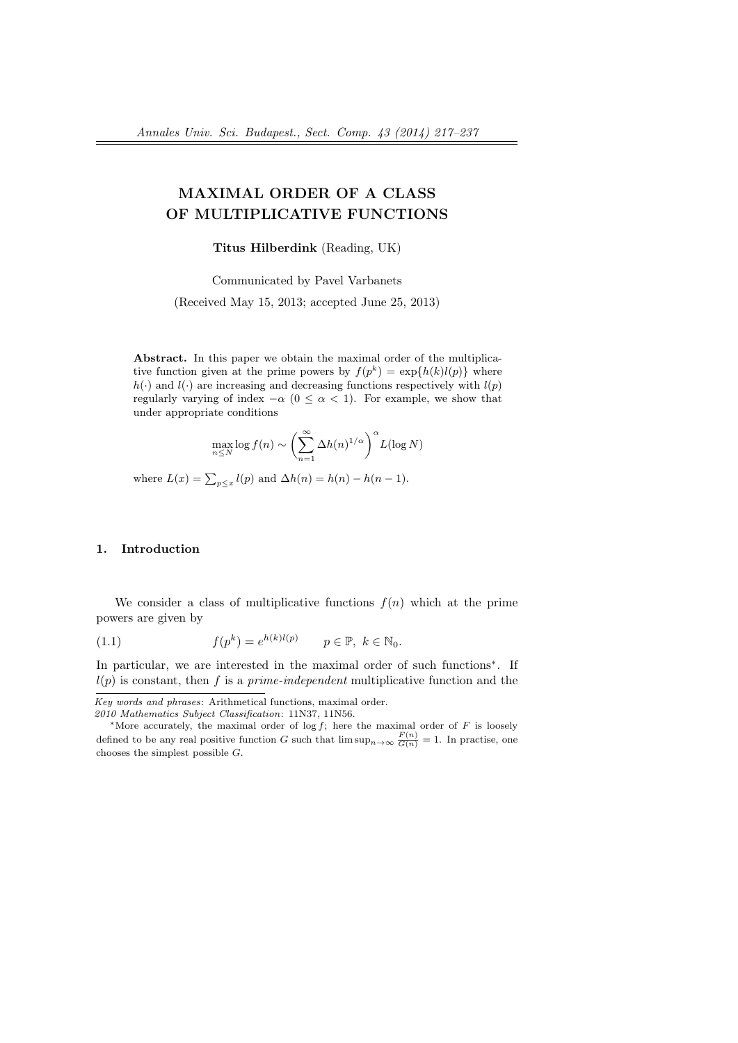# MAXIMAL ORDER OF A CLASS OF MULTIPLICATIVE FUNCTIONS

**Titus Hilberdink** (Reading, UK)

Communicated by Pavel Varbanets

(Received May 15, 2013; accepted June 25, 2013)

**Abstract.** In this paper we obtain the maximal order of the multiplicative function given at the prime powers by $f(p^k) = \exp\{h(k)l(p)\}$ where $h(\cdot)$ and $l(\cdot)$ are increasing and decreasing functions respectively with $l(p)$ regularly varying of index $-\alpha$ ($0 \leq \alpha < 1$). For example, we show that under appropriate conditions

$$\max_{n \leq N} \log f(n) \sim \left( \sum_{n=1}^{\infty} \Delta h(n)^{1/\alpha} \right)^{\alpha} L(\log N)$$

where $L(x) = \sum_{p \leq x} l(p)$ and $\Delta h(n) = h(n) - h(n-1)$.

## 1. Introduction

We consider a class of multiplicative functions $f(n)$ which at the prime powers are given by

$$f(p^k) = e^{h(k)l(p)} \qquad p \in \mathbb{P},\ k \in \mathbb{N}_0. \tag{1.1}$$

In particular, we are interested in the maximal order of such functions*. If $l(p)$ is constant, then $f$ is a *prime-independent* multiplicative function and the

---

*Key words and phrases*: Arithmetical functions, maximal order.

*2010 Mathematics Subject Classification*: 11N37, 11N56.

*More accurately, the maximal order of $\log f$; here the maximal order of $F$ is loosely defined to be any real positive function $G$ such that $\limsup_{n\to\infty} \frac{F(n)}{G(n)} = 1$. In practise, one chooses the simplest possible $G$.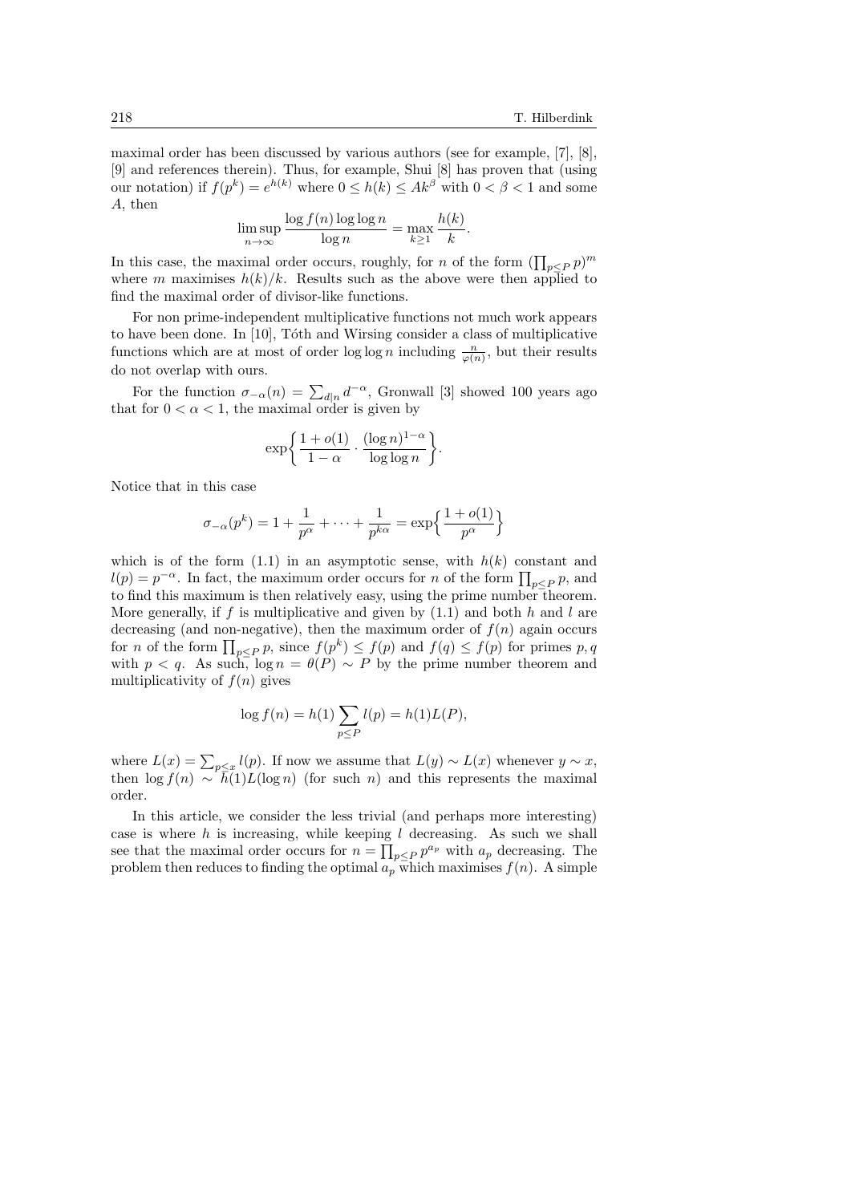maximal order has been discussed by various authors (see for example, [7], [8], [9] and references therein). Thus, for example, Shui [8] has proven that (using our notation) if $f(p^k) = e^{h(k)}$ where $0 \leq h(k) \leq Ak^\beta$ with $0 < \beta < 1$ and some $A$, then

$$\limsup_{n\to\infty} \frac{\log f(n) \log\log n}{\log n} = \max_{k\geq 1} \frac{h(k)}{k}.$$

In this case, the maximal order occurs, roughly, for $n$ of the form $(\prod_{p\leq P} p)^m$ where $m$ maximises $h(k)/k$. Results such as the above were then applied to find the maximal order of divisor-like functions.

For non prime-independent multiplicative functions not much work appears to have been done. In [10], Tóth and Wirsing consider a class of multiplicative functions which are at most of order $\log\log n$ including $\frac{n}{\varphi(n)}$, but their results do not overlap with ours.

For the function $\sigma_{-\alpha}(n) = \sum_{d|n} d^{-\alpha}$, Gronwall [3] showed 100 years ago that for $0 < \alpha < 1$, the maximal order is given by

$$\exp\left\{\frac{1+o(1)}{1-\alpha} \cdot \frac{(\log n)^{1-\alpha}}{\log\log n}\right\}.$$

Notice that in this case

$$\sigma_{-\alpha}(p^k) = 1 + \frac{1}{p^\alpha} + \cdots + \frac{1}{p^{k\alpha}} = \exp\left\{\frac{1+o(1)}{p^\alpha}\right\}$$

which is of the form (1.1) in an asymptotic sense, with $h(k)$ constant and $l(p) = p^{-\alpha}$. In fact, the maximum order occurs for $n$ of the form $\prod_{p\leq P} p$, and to find this maximum is then relatively easy, using the prime number theorem. More generally, if $f$ is multiplicative and given by (1.1) and both $h$ and $l$ are decreasing (and non-negative), then the maximum order of $f(n)$ again occurs for $n$ of the form $\prod_{p\leq P} p$, since $f(p^k) \leq f(p)$ and $f(q) \leq f(p)$ for primes $p, q$ with $p < q$. As such, $\log n = \theta(P) \sim P$ by the prime number theorem and multiplicativity of $f(n)$ gives

$$\log f(n) = h(1) \sum_{p\leq P} l(p) = h(1)L(P),$$

where $L(x) = \sum_{p\leq x} l(p)$. If now we assume that $L(y) \sim L(x)$ whenever $y \sim x$, then $\log f(n) \sim h(1)L(\log n)$ (for such $n$) and this represents the maximal order.

In this article, we consider the less trivial (and perhaps more interesting) case is where $h$ is increasing, while keeping $l$ decreasing. As such we shall see that the maximal order occurs for $n = \prod_{p\leq P} p^{a_p}$ with $a_p$ decreasing. The problem then reduces to finding the optimal $a_p$ which maximises $f(n)$. A simple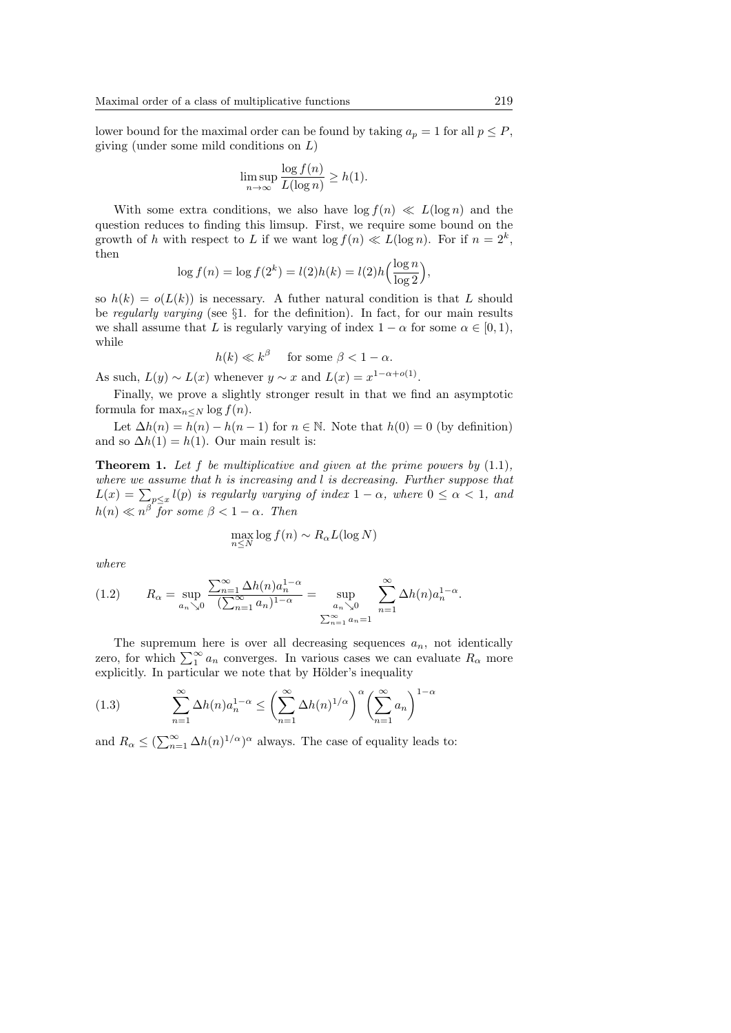lower bound for the maximal order can be found by taking $a_p = 1$ for all $p \le P$, giving (under some mild conditions on $L$)

$$\limsup_{n\to\infty} \frac{\log f(n)}{L(\log n)} \ge h(1).$$

With some extra conditions, we also have $\log f(n) \ll L(\log n)$ and the question reduces to finding this limsup. First, we require some bound on the growth of $h$ with respect to $L$ if we want $\log f(n) \ll L(\log n)$. For if $n = 2^k$, then

$$\log f(n) = \log f(2^k) = l(2)h(k) = l(2)h\Big(\frac{\log n}{\log 2}\Big),$$

so $h(k) = o(L(k))$ is necessary. A futher natural condition is that $L$ should be *regularly varying* (see §1. for the definition). In fact, for our main results we shall assume that $L$ is regularly varying of index $1-\alpha$ for some $\alpha \in [0,1)$, while

$$h(k) \ll k^{\beta} \quad \text{for some } \beta < 1-\alpha.$$

As such, $L(y) \sim L(x)$ whenever $y \sim x$ and $L(x) = x^{1-\alpha+o(1)}$.

Finally, we prove a slightly stronger result in that we find an asymptotic formula for $\max_{n\le N} \log f(n)$.

Let $\Delta h(n) = h(n) - h(n-1)$ for $n \in \mathbb{N}$. Note that $h(0) = 0$ (by definition) and so $\Delta h(1) = h(1)$. Our main result is:

**Theorem 1.** *Let $f$ be multiplicative and given at the prime powers by (1.1), where we assume that $h$ is increasing and $l$ is decreasing. Further suppose that $L(x) = \sum_{p\le x} l(p)$ is regularly varying of index $1-\alpha$, where $0 \le \alpha < 1$, and $h(n) \ll n^{\beta}$ for some $\beta < 1-\alpha$. Then*

$$\max_{n\le N} \log f(n) \sim R_\alpha L(\log N)$$

*where*

$$R_\alpha = \sup_{a_n \searrow 0} \frac{\sum_{n=1}^{\infty} \Delta h(n) a_n^{1-\alpha}}{(\sum_{n=1}^{\infty} a_n)^{1-\alpha}} = \sup_{\substack{a_n \searrow 0 \\ \sum_{n=1}^{\infty} a_n = 1}} \sum_{n=1}^{\infty} \Delta h(n) a_n^{1-\alpha}. \tag{1.2}$$

The supremum here is over all decreasing sequences $a_n$, not identically zero, for which $\sum_1^\infty a_n$ converges. In various cases we can evaluate $R_\alpha$ more explicitly. In particular we note that by Hölder's inequality

$$\sum_{n=1}^{\infty} \Delta h(n) a_n^{1-\alpha} \le \left(\sum_{n=1}^{\infty} \Delta h(n)^{1/\alpha}\right)^{\alpha} \left(\sum_{n=1}^{\infty} a_n\right)^{1-\alpha} \tag{1.3}$$

and $R_\alpha \le (\sum_{n=1}^{\infty} \Delta h(n)^{1/\alpha})^{\alpha}$ always. The case of equality leads to: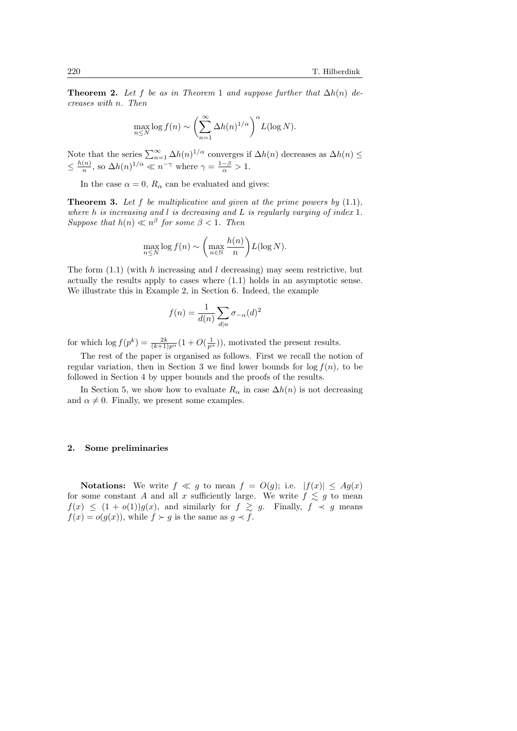**Theorem 2.** *Let $f$ be as in Theorem 1 and suppose further that $\Delta h(n)$ decreases with $n$. Then*

$$\max_{n\le N}\log f(n)\sim\left(\sum_{n=1}^{\infty}\Delta h(n)^{1/\alpha}\right)^{\alpha}L(\log N).$$

Note that the series $\sum_{n=1}^{\infty}\Delta h(n)^{1/\alpha}$ converges if $\Delta h(n)$ decreases as $\Delta h(n)\le \le \frac{h(n)}{n}$, so $\Delta h(n)^{1/\alpha}\ll n^{-\gamma}$ where $\gamma=\frac{1-\beta}{\alpha}>1$.

In the case $\alpha=0$, $R_\alpha$ can be evaluated and gives:

**Theorem 3.** *Let $f$ be multiplicative and given at the prime powers by* (1.1)*, where $h$ is increasing and $l$ is decreasing and $L$ is regularly varying of index* 1*. Suppose that $h(n)\ll n^{\beta}$ for some $\beta<1$. Then*

$$\max_{n\le N}\log f(n)\sim\left(\max_{n\in\mathbb{N}}\frac{h(n)}{n}\right)L(\log N).$$

The form (1.1) (with $h$ increasing and $l$ decreasing) may seem restrictive, but actually the results apply to cases where (1.1) holds in an asymptotic sense. We illustrate this in Example 2, in Section 6. Indeed, the example

$$f(n)=\frac{1}{d(n)}\sum_{d|n}\sigma_{-\alpha}(d)^2$$

for which $\log f(p^k)=\frac{2k}{(k+1)p^{\alpha}}(1+O(\frac{1}{p^{\alpha}}))$, motivated the present results.

The rest of the paper is organised as follows. First we recall the notion of regular variation, then in Section 3 we find lower bounds for $\log f(n)$, to be followed in Section 4 by upper bounds and the proofs of the results.

In Section 5, we show how to evaluate $R_\alpha$ in case $\Delta h(n)$ is not decreasing and $\alpha\ne 0$. Finally, we present some examples.

## 2. Some preliminaries

**Notations:** We write $f\ll g$ to mean $f=O(g)$; i.e. $|f(x)|\le Ag(x)$ for some constant $A$ and all $x$ sufficiently large. We write $f\lesssim g$ to mean $f(x)\le(1+o(1))g(x)$, and similarly for $f\gtrsim g$. Finally, $f\prec g$ means $f(x)=o(g(x))$, while $f\succ g$ is the same as $g\prec f$.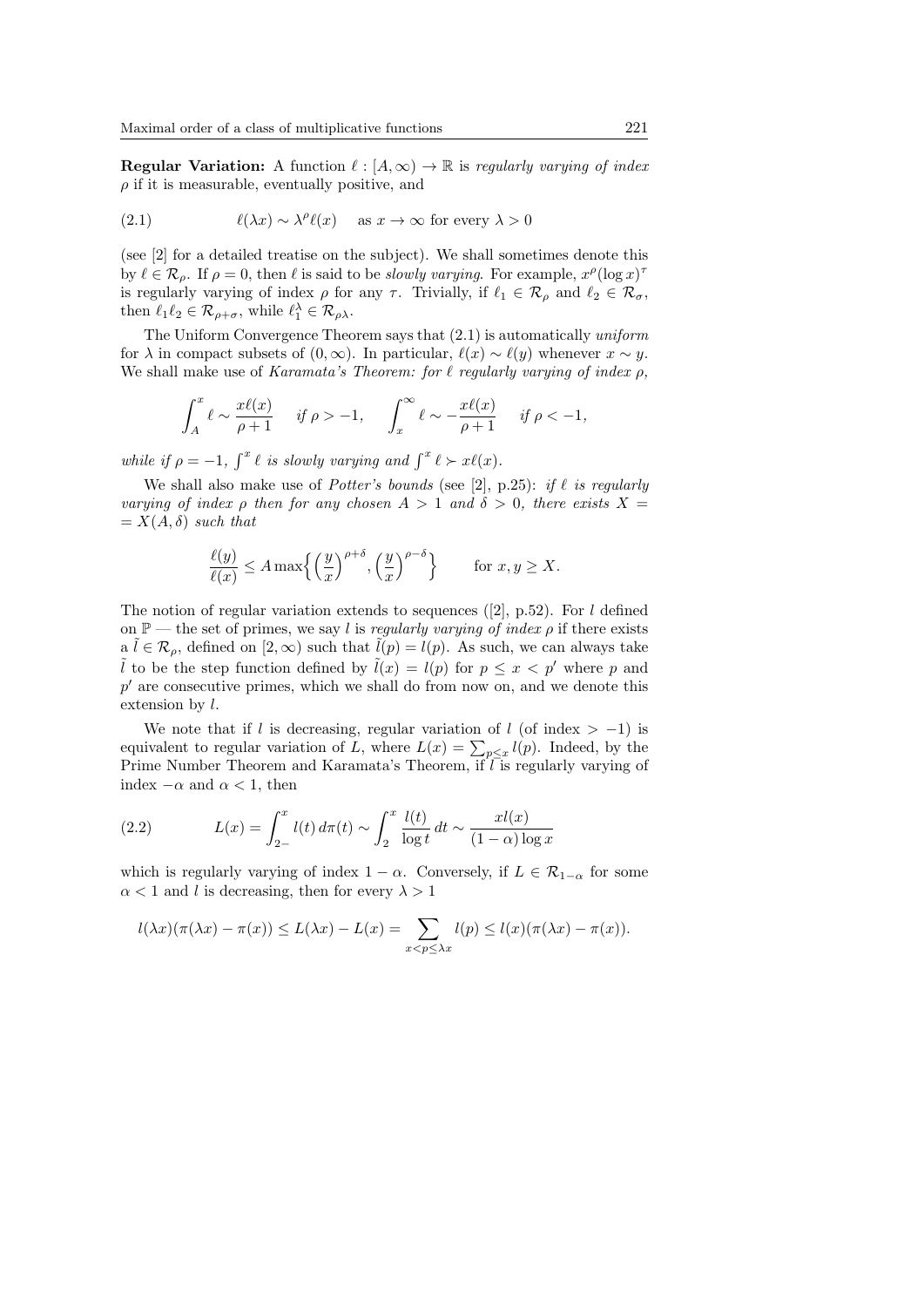**Regular Variation:** A function $\ell : [A, \infty) \to \mathbb{R}$ is *regularly varying of index* $\rho$ if it is measurable, eventually positive, and

$$\ell(\lambda x) \sim \lambda^{\rho} \ell(x) \quad \text{as } x \to \infty \text{ for every } \lambda > 0 \tag{2.1}$$

(see [2] for a detailed treatise on the subject). We shall sometimes denote this by $\ell \in \mathcal{R}_\rho$. If $\rho = 0$, then $\ell$ is said to be *slowly varying*. For example, $x^\rho (\log x)^\tau$ is regularly varying of index $\rho$ for any $\tau$. Trivially, if $\ell_1 \in \mathcal{R}_\rho$ and $\ell_2 \in \mathcal{R}_\sigma$, then $\ell_1 \ell_2 \in \mathcal{R}_{\rho+\sigma}$, while $\ell_1^\lambda \in \mathcal{R}_{\rho\lambda}$.

The Uniform Convergence Theorem says that (2.1) is automatically *uniform* for $\lambda$ in compact subsets of $(0, \infty)$. In particular, $\ell(x) \sim \ell(y)$ whenever $x \sim y$. We shall make use of *Karamata's Theorem: for $\ell$ regularly varying of index $\rho$,*

$$\int_A^x \ell \sim \frac{x\ell(x)}{\rho + 1} \quad \text{if } \rho > -1, \qquad \int_x^\infty \ell \sim -\frac{x\ell(x)}{\rho + 1} \quad \text{if } \rho < -1,$$

*while if $\rho = -1$, $\int^x \ell$ is slowly varying and $\int^x \ell \succ x\ell(x)$.*

We shall also make use of *Potter's bounds* (see [2], p.25): *if $\ell$ is regularly varying of index $\rho$ then for any chosen $A > 1$ and $\delta > 0$, there exists $X = X(A, \delta)$ such that*

$$\frac{\ell(y)}{\ell(x)} \le A \max\Big\{ \Big(\frac{y}{x}\Big)^{\rho+\delta}, \Big(\frac{y}{x}\Big)^{\rho-\delta} \Big\} \qquad \text{for } x, y \ge X.$$

The notion of regular variation extends to sequences ([2], p.52). For $l$ defined on $\mathbb{P}$ — the set of primes, we say $l$ is *regularly varying of index $\rho$* if there exists a $\tilde{l} \in \mathcal{R}_\rho$, defined on $[2, \infty)$ such that $\tilde{l}(p) = l(p)$. As such, we can always take $\tilde{l}$ to be the step function defined by $\tilde{l}(x) = l(p)$ for $p \le x < p'$ where $p$ and $p'$ are consecutive primes, which we shall do from now on, and we denote this extension by $l$.

We note that if $l$ is decreasing, regular variation of $l$ (of index $> -1$) is equivalent to regular variation of $L$, where $L(x) = \sum_{p \le x} l(p)$. Indeed, by the Prime Number Theorem and Karamata's Theorem, if $l$ is regularly varying of index $-\alpha$ and $\alpha < 1$, then

$$L(x) = \int_{2-}^x l(t)\, d\pi(t) \sim \int_2^x \frac{l(t)}{\log t}\, dt \sim \frac{xl(x)}{(1-\alpha)\log x} \tag{2.2}$$

which is regularly varying of index $1 - \alpha$. Conversely, if $L \in \mathcal{R}_{1-\alpha}$ for some $\alpha < 1$ and $l$ is decreasing, then for every $\lambda > 1$

$$l(\lambda x)(\pi(\lambda x) - \pi(x)) \le L(\lambda x) - L(x) = \sum_{x < p \le \lambda x} l(p) \le l(x)(\pi(\lambda x) - \pi(x)).$$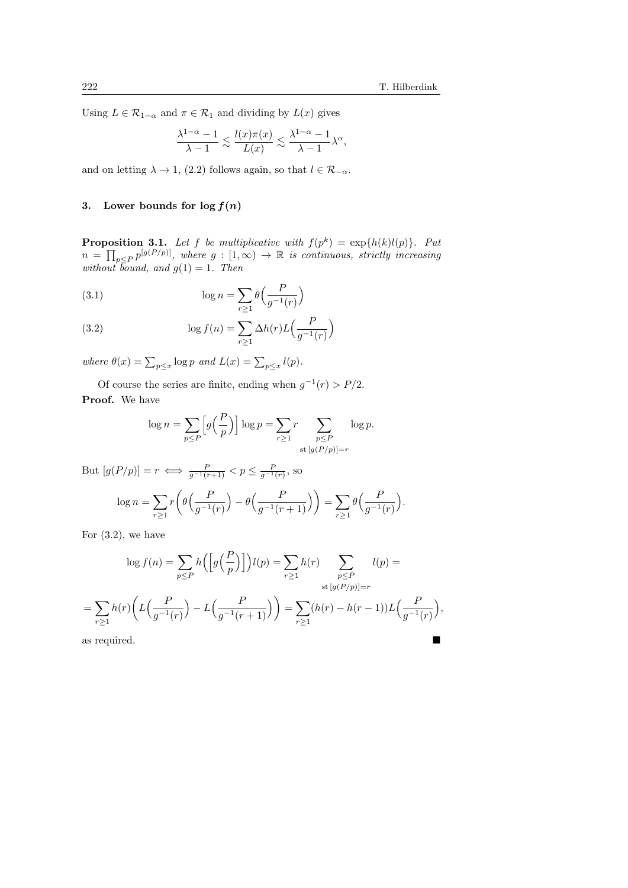Using $L \in \mathcal{R}_{1-\alpha}$ and $\pi \in \mathcal{R}_1$ and dividing by $L(x)$ gives

$$\frac{\lambda^{1-\alpha}-1}{\lambda-1} \lesssim \frac{l(x)\pi(x)}{L(x)} \lesssim \frac{\lambda^{1-\alpha}-1}{\lambda-1}\lambda^{\alpha},$$

and on letting $\lambda \to 1$, (2.2) follows again, so that $l \in \mathcal{R}_{-\alpha}$.

## 3. Lower bounds for $\log f(n)$

**Proposition 3.1.** *Let $f$ be multiplicative with $f(p^k) = \exp\{h(k)l(p)\}$. Put $n = \prod_{p \le P} p^{[g(P/p)]}$, where $g : [1,\infty) \to \mathbb{R}$ is continuous, strictly increasing without bound, and $g(1) = 1$. Then*

$$\log n = \sum_{r \ge 1} \theta\Big(\frac{P}{g^{-1}(r)}\Big) \tag{3.1}$$

$$\log f(n) = \sum_{r \ge 1} \Delta h(r) L\Big(\frac{P}{g^{-1}(r)}\Big) \tag{3.2}$$

*where $\theta(x) = \sum_{p \le x} \log p$ and $L(x) = \sum_{p \le x} l(p)$.*

Of course the series are finite, ending when $g^{-1}(r) > P/2$.

**Proof.** We have

$$\log n = \sum_{p \le P} \Big[g\Big(\frac{P}{p}\Big)\Big] \log p = \sum_{r \ge 1} r \sum_{\substack{p \le P \\ \text{st } [g(P/p)] = r}} \log p.$$

But $[g(P/p)] = r \iff \frac{P}{g^{-1}(r+1)} < p \le \frac{P}{g^{-1}(r)}$, so

$$\log n = \sum_{r \ge 1} r \bigg(\theta\Big(\frac{P}{g^{-1}(r)}\Big) - \theta\Big(\frac{P}{g^{-1}(r+1)}\Big)\bigg) = \sum_{r \ge 1} \theta\Big(\frac{P}{g^{-1}(r)}\Big).$$

For (3.2), we have

$$\log f(n) = \sum_{p \le P} h\Big(\Big[g\Big(\frac{P}{p}\Big)\Big]\Big) l(p) = \sum_{r \ge 1} h(r) \sum_{\substack{p \le P \\ \text{st } [g(P/p)] = r}} l(p) =$$

$$= \sum_{r \ge 1} h(r) \bigg(L\Big(\frac{P}{g^{-1}(r)}\Big) - L\Big(\frac{P}{g^{-1}(r+1)}\Big)\bigg) = \sum_{r \ge 1} (h(r) - h(r-1)) L\Big(\frac{P}{g^{-1}(r)}\Big),$$

as required. ■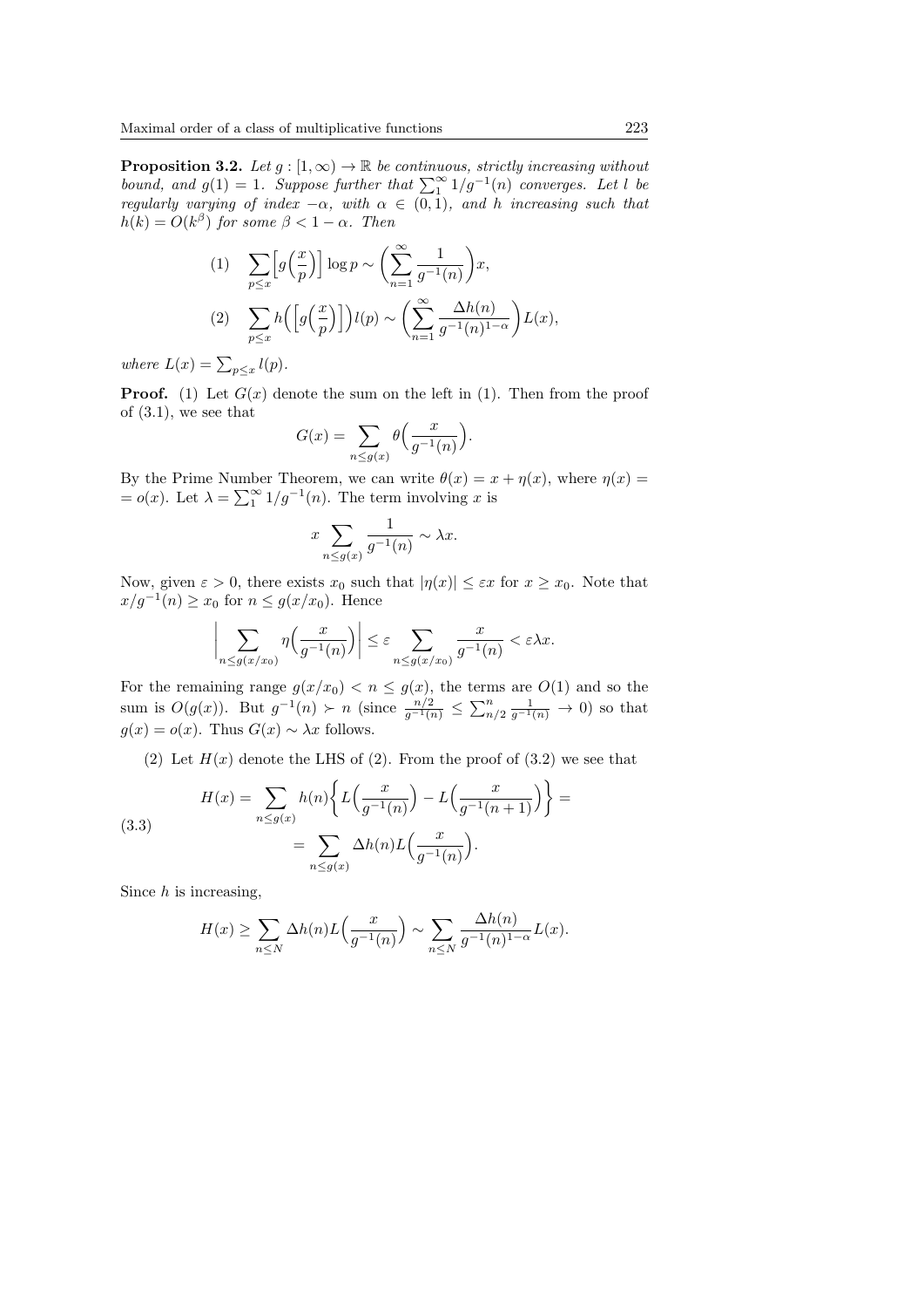**Proposition 3.2.** *Let $g : [1, \infty) \to \mathbb{R}$ be continuous, strictly increasing without bound, and $g(1) = 1$. Suppose further that $\sum_1^\infty 1/g^{-1}(n)$ converges. Let $l$ be regularly varying of index $-\alpha$, with $\alpha \in (0, 1)$, and $h$ increasing such that $h(k) = O(k^\beta)$ for some $\beta < 1 - \alpha$. Then*

$$
(1) \quad \sum_{p \leq x} \Big[ g\Big(\frac{x}{p}\Big) \Big] \log p \sim \Big( \sum_{n=1}^{\infty} \frac{1}{g^{-1}(n)} \Big) x,
$$

$$
(2) \quad \sum_{p \leq x} h\Big( \Big[ g\Big(\frac{x}{p}\Big) \Big] \Big) l(p) \sim \Big( \sum_{n=1}^{\infty} \frac{\Delta h(n)}{g^{-1}(n)^{1-\alpha}} \Big) L(x),
$$

*where $L(x) = \sum_{p \leq x} l(p)$.*

**Proof.** (1) Let $G(x)$ denote the sum on the left in (1). Then from the proof of (3.1), we see that

$$
G(x) = \sum_{n \leq g(x)} \theta\Big(\frac{x}{g^{-1}(n)}\Big).
$$

By the Prime Number Theorem, we can write $\theta(x) = x + \eta(x)$, where $\eta(x) = o(x)$. Let $\lambda = \sum_1^\infty 1/g^{-1}(n)$. The term involving $x$ is

$$
x \sum_{n \leq g(x)} \frac{1}{g^{-1}(n)} \sim \lambda x.
$$

Now, given $\varepsilon > 0$, there exists $x_0$ such that $|\eta(x)| \leq \varepsilon x$ for $x \geq x_0$. Note that $x/g^{-1}(n) \geq x_0$ for $n \leq g(x/x_0)$. Hence

$$
\Big| \sum_{n \leq g(x/x_0)} \eta\Big(\frac{x}{g^{-1}(n)}\Big) \Big| \leq \varepsilon \sum_{n \leq g(x/x_0)} \frac{x}{g^{-1}(n)} < \varepsilon \lambda x.
$$

For the remaining range $g(x/x_0) < n \leq g(x)$, the terms are $O(1)$ and so the sum is $O(g(x))$. But $g^{-1}(n) \succ n$ (since $\frac{n/2}{g^{-1}(n)} \leq \sum_{n/2}^{n} \frac{1}{g^{-1}(n)} \to 0$) so that $g(x) = o(x)$. Thus $G(x) \sim \lambda x$ follows.

(2) Let $H(x)$ denote the LHS of (2). From the proof of (3.2) we see that

$$
\begin{aligned}
H(x) = \sum_{n \leq g(x)} h(n) \Big\{ L\Big(\frac{x}{g^{-1}(n)}\Big) - L\Big(\frac{x}{g^{-1}(n+1)}\Big) \Big\} &= \\
= \sum_{n \leq g(x)} \Delta h(n) L\Big(\frac{x}{g^{-1}(n)}\Big). & \qquad (3.3)
\end{aligned}
$$

Since $h$ is increasing,

$$
H(x) \geq \sum_{n \leq N} \Delta h(n) L\Big(\frac{x}{g^{-1}(n)}\Big) \sim \sum_{n \leq N} \frac{\Delta h(n)}{g^{-1}(n)^{1-\alpha}} L(x).
$$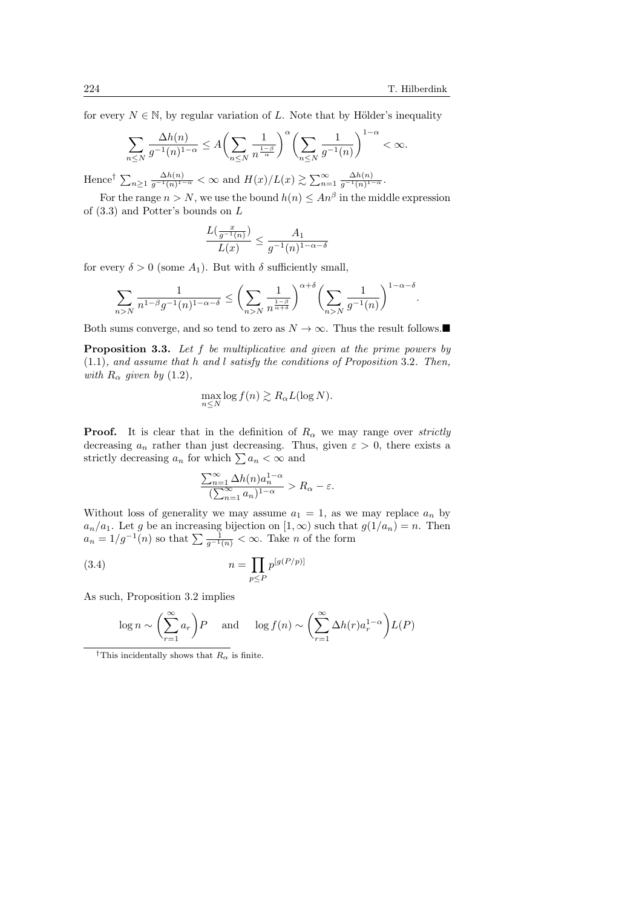for every $N \in \mathbb{N}$, by regular variation of $L$. Note that by Hölder's inequality

$$\sum_{n\leq N} \frac{\Delta h(n)}{g^{-1}(n)^{1-\alpha}} \leq A\bigg(\sum_{n\leq N} \frac{1}{n^{\frac{1-\beta}{\alpha}}}\bigg)^{\alpha}\bigg(\sum_{n\leq N} \frac{1}{g^{-1}(n)}\bigg)^{1-\alpha} < \infty.$$

Hence[†] $\sum_{n\geq 1} \frac{\Delta h(n)}{g^{-1}(n)^{1-\alpha}} < \infty$ and $H(x)/L(x) \gtrsim \sum_{n=1}^{\infty} \frac{\Delta h(n)}{g^{-1}(n)^{1-\alpha}}$.

For the range $n > N$, we use the bound $h(n) \leq An^{\beta}$ in the middle expression of (3.3) and Potter's bounds on $L$

$$\frac{L(\frac{x}{g^{-1}(n)})}{L(x)} \leq \frac{A_1}{g^{-1}(n)^{1-\alpha-\delta}}$$

for every $\delta > 0$ (some $A_1$). But with $\delta$ sufficiently small,

$$\sum_{n>N} \frac{1}{n^{1-\beta} g^{-1}(n)^{1-\alpha-\delta}} \leq \bigg(\sum_{n>N} \frac{1}{n^{\frac{1-\beta}{\alpha+\delta}}}\bigg)^{\alpha+\delta}\bigg(\sum_{n>N} \frac{1}{g^{-1}(n)}\bigg)^{1-\alpha-\delta}.$$

Both sums converge, and so tend to zero as $N \to \infty$. Thus the result follows.■

**Proposition 3.3.** *Let $f$ be multiplicative and given at the prime powers by* (1.1)*, and assume that $h$ and $l$ satisfy the conditions of Proposition* 3.2*. Then, with $R_\alpha$ given by* (1.2)*,*

$$\max_{n\leq N} \log f(n) \gtrsim R_\alpha L(\log N).$$

**Proof.** It is clear that in the definition of $R_\alpha$ we may range over *strictly* decreasing $a_n$ rather than just decreasing. Thus, given $\varepsilon > 0$, there exists a strictly decreasing $a_n$ for which $\sum a_n < \infty$ and

$$\frac{\sum_{n=1}^{\infty} \Delta h(n) a_n^{1-\alpha}}{(\sum_{n=1}^{\infty} a_n)^{1-\alpha}} > R_\alpha - \varepsilon.$$

Without loss of generality we may assume $a_1 = 1$, as we may replace $a_n$ by $a_n/a_1$. Let $g$ be an increasing bijection on $[1, \infty)$ such that $g(1/a_n) = n$. Then $a_n = 1/g^{-1}(n)$ so that $\sum \frac{1}{g^{-1}(n)} < \infty$. Take $n$ of the form

$$n = \prod_{p\leq P} p^{[g(P/p)]} \tag{3.4}$$

As such, Proposition 3.2 implies

$$\log n \sim \bigg(\sum_{r=1}^{\infty} a_r\bigg) P \quad \text{ and } \quad \log f(n) \sim \bigg(\sum_{r=1}^{\infty} \Delta h(r) a_r^{1-\alpha}\bigg) L(P)$$

---

[†]This incidentally shows that $R_\alpha$ is finite.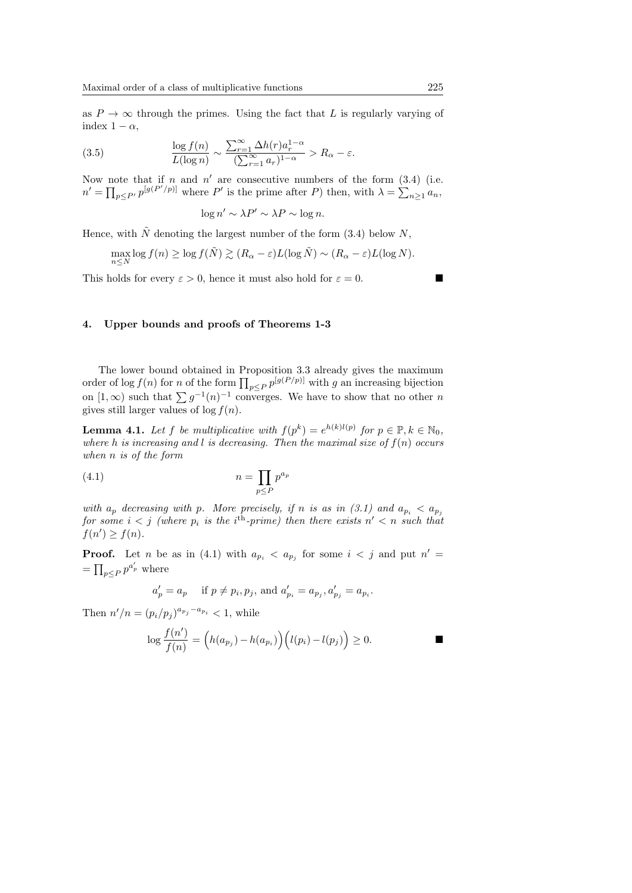as $P \to \infty$ through the primes. Using the fact that $L$ is regularly varying of index $1-\alpha$,

$$\frac{\log f(n)}{L(\log n)} \sim \frac{\sum_{r=1}^{\infty} \Delta h(r) a_r^{1-\alpha}}{(\sum_{r=1}^{\infty} a_r)^{1-\alpha}} > R_\alpha - \varepsilon. \tag{3.5}$$

Now note that if $n$ and $n'$ are consecutive numbers of the form (3.4) (i.e. $n' = \prod_{p \le P'} p^{[g(P'/p)]}$ where $P'$ is the prime after $P$) then, with $\lambda = \sum_{n \ge 1} a_n$,

$$\log n' \sim \lambda P' \sim \lambda P \sim \log n.$$

Hence, with $\tilde{N}$ denoting the largest number of the form (3.4) below $N$,

$$\max_{n \le N} \log f(n) \ge \log f(\tilde{N}) \gtrsim (R_\alpha - \varepsilon) L(\log \tilde{N}) \sim (R_\alpha - \varepsilon) L(\log N).$$

This holds for every $\varepsilon > 0$, hence it must also hold for $\varepsilon = 0$. ∎

## 4. Upper bounds and proofs of Theorems 1-3

The lower bound obtained in Proposition 3.3 already gives the maximum order of $\log f(n)$ for $n$ of the form $\prod_{p \le P} p^{[g(P/p)]}$ with $g$ an increasing bijection on $[1, \infty)$ such that $\sum g^{-1}(n)^{-1}$ converges. We have to show that no other $n$ gives still larger values of $\log f(n)$.

**Lemma 4.1.** *Let $f$ be multiplicative with $f(p^k) = e^{h(k)l(p)}$ for $p \in \mathbb{P}, k \in \mathbb{N}_0$, where $h$ is increasing and $l$ is decreasing. Then the maximal size of $f(n)$ occurs when $n$ is of the form*

$$n = \prod_{p \le P} p^{a_p} \tag{4.1}$$

*with $a_p$ decreasing with $p$. More precisely, if $n$ is as in (3.1) and $a_{p_i} < a_{p_j}$ for some $i < j$ (where $p_i$ is the $i^{\text{th}}$-prime) then there exists $n' < n$ such that $f(n') \ge f(n)$.*

**Proof.** Let $n$ be as in (4.1) with $a_{p_i} < a_{p_j}$ for some $i < j$ and put $n' = \prod_{p \le P} p^{a'_p}$ where

$$a'_p = a_p \quad \text{if } p \ne p_i, p_j, \text{ and } a'_{p_i} = a_{p_j}, a'_{p_j} = a_{p_i}.$$

Then $n'/n = (p_i/p_j)^{a_{p_j} - a_{p_i}} < 1$, while

$$\log \frac{f(n')}{f(n)} = \Big(h(a_{p_j}) - h(a_{p_i})\Big)\Big(l(p_i) - l(p_j)\Big) \ge 0.$$ ∎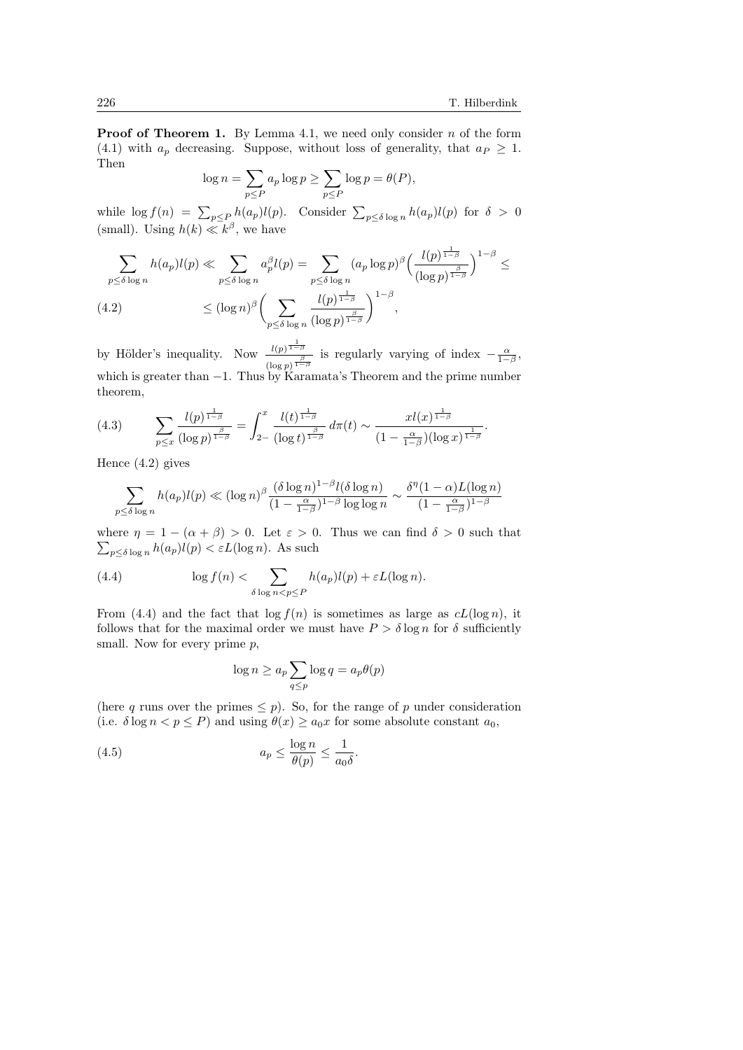**Proof of Theorem 1.** By Lemma 4.1, we need only consider $n$ of the form (4.1) with $a_p$ decreasing. Suppose, without loss of generality, that $a_P \geq 1$. Then

$$\log n = \sum_{p \leq P} a_p \log p \geq \sum_{p \leq P} \log p = \theta(P),$$

while $\log f(n) = \sum_{p \leq P} h(a_p) l(p)$. Consider $\sum_{p \leq \delta \log n} h(a_p) l(p)$ for $\delta > 0$ (small). Using $h(k) \ll k^\beta$, we have

$$\sum_{p \leq \delta \log n} h(a_p) l(p) \ll \sum_{p \leq \delta \log n} a_p^\beta l(p) = \sum_{p \leq \delta \log n} (a_p \log p)^\beta \Big( \frac{l(p)^{\frac{1}{1-\beta}}}{(\log p)^{\frac{\beta}{1-\beta}}} \Big)^{1-\beta} \leq$$

$$\leq (\log n)^\beta \Big( \sum_{p \leq \delta \log n} \frac{l(p)^{\frac{1}{1-\beta}}}{(\log p)^{\frac{\beta}{1-\beta}}} \Big)^{1-\beta}, \tag{4.2}$$

by Hölder's inequality. Now $\frac{l(p)^{\frac{1}{1-\beta}}}{(\log p)^{\frac{\beta}{1-\beta}}}$ is regularly varying of index $-\frac{\alpha}{1-\beta}$, which is greater than $-1$. Thus by Karamata's Theorem and the prime number theorem,

$$\sum_{p \leq x} \frac{l(p)^{\frac{1}{1-\beta}}}{(\log p)^{\frac{\beta}{1-\beta}}} = \int_{2-}^{x} \frac{l(t)^{\frac{1}{1-\beta}}}{(\log t)^{\frac{\beta}{1-\beta}}} \, d\pi(t) \sim \frac{x l(x)^{\frac{1}{1-\beta}}}{(1 - \frac{\alpha}{1-\beta})(\log x)^{\frac{1}{1-\beta}}}. \tag{4.3}$$

Hence (4.2) gives

$$\sum_{p \leq \delta \log n} h(a_p) l(p) \ll (\log n)^\beta \frac{(\delta \log n)^{1-\beta} l(\delta \log n)}{(1 - \frac{\alpha}{1-\beta})^{1-\beta} \log \log n} \sim \frac{\delta^\eta (1-\alpha) L(\log n)}{(1 - \frac{\alpha}{1-\beta})^{1-\beta}}$$

where $\eta = 1 - (\alpha + \beta) > 0$. Let $\varepsilon > 0$. Thus we can find $\delta > 0$ such that $\sum_{p \leq \delta \log n} h(a_p) l(p) < \varepsilon L(\log n)$. As such

$$\log f(n) < \sum_{\delta \log n < p \leq P} h(a_p) l(p) + \varepsilon L(\log n). \tag{4.4}$$

From (4.4) and the fact that $\log f(n)$ is sometimes as large as $cL(\log n)$, it follows that for the maximal order we must have $P > \delta \log n$ for $\delta$ sufficiently small. Now for every prime $p$,

$$\log n \geq a_p \sum_{q \leq p} \log q = a_p \theta(p)$$

(here $q$ runs over the primes $\leq p$). So, for the range of $p$ under consideration (i.e. $\delta \log n < p \leq P$) and using $\theta(x) \geq a_0 x$ for some absolute constant $a_0$,

$$a_p \leq \frac{\log n}{\theta(p)} \leq \frac{1}{a_0 \delta}. \tag{4.5}$$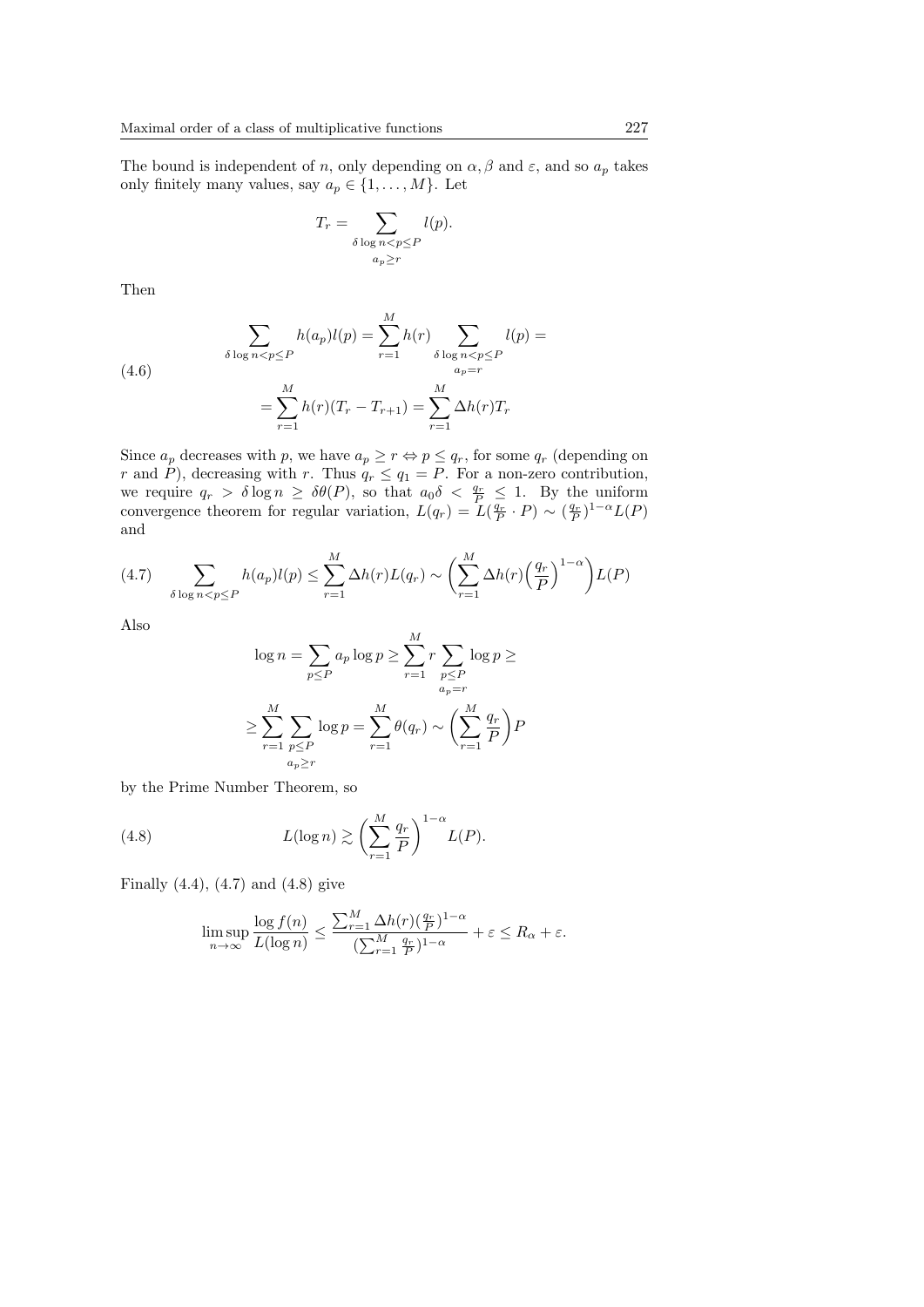The bound is independent of $n$, only depending on $\alpha, \beta$ and $\varepsilon$, and so $a_p$ takes only finitely many values, say $a_p \in \{1, \ldots, M\}$. Let

$$T_r = \sum_{\substack{\delta \log n < p \leq P \\ a_p \geq r}} l(p).$$

Then

$$\begin{aligned} \sum_{\delta \log n < p \leq P} h(a_p) l(p) &= \sum_{r=1}^{M} h(r) \sum_{\substack{\delta \log n < p \leq P \\ a_p = r}} l(p) = \\ &= \sum_{r=1}^{M} h(r)(T_r - T_{r+1}) = \sum_{r=1}^{M} \Delta h(r) T_r \end{aligned} \tag{4.6}$$

Since $a_p$ decreases with $p$, we have $a_p \geq r \Leftrightarrow p \leq q_r$, for some $q_r$ (depending on $r$ and $P$), decreasing with $r$. Thus $q_r \leq q_1 = P$. For a non-zero contribution, we require $q_r > \delta \log n \geq \delta \theta(P)$, so that $a_0 \delta < \frac{q_r}{P} \leq 1$. By the uniform convergence theorem for regular variation, $L(q_r) = L(\frac{q_r}{P} \cdot P) \sim (\frac{q_r}{P})^{1-\alpha} L(P)$ and

$$\sum_{\delta \log n < p \leq P} h(a_p) l(p) \leq \sum_{r=1}^{M} \Delta h(r) L(q_r) \sim \left( \sum_{r=1}^{M} \Delta h(r) \Big( \frac{q_r}{P} \Big)^{1-\alpha} \right) L(P) \tag{4.7}$$

Also

$$\begin{aligned} \log n = \sum_{p \leq P} a_p \log p &\geq \sum_{r=1}^{M} r \sum_{\substack{p \leq P \\ a_p = r}} \log p \geq \\ \geq \sum_{r=1}^{M} \sum_{\substack{p \leq P \\ a_p \geq r}} \log p &= \sum_{r=1}^{M} \theta(q_r) \sim \left( \sum_{r=1}^{M} \frac{q_r}{P} \right) P \end{aligned}$$

by the Prime Number Theorem, so

$$L(\log n) \gtrsim \left( \sum_{r=1}^{M} \frac{q_r}{P} \right)^{1-\alpha} L(P). \tag{4.8}$$

Finally (4.4), (4.7) and (4.8) give

$$\limsup_{n \to \infty} \frac{\log f(n)}{L(\log n)} \leq \frac{\sum_{r=1}^{M} \Delta h(r) (\frac{q_r}{P})^{1-\alpha}}{(\sum_{r=1}^{M} \frac{q_r}{P})^{1-\alpha}} + \varepsilon \leq R_\alpha + \varepsilon.$$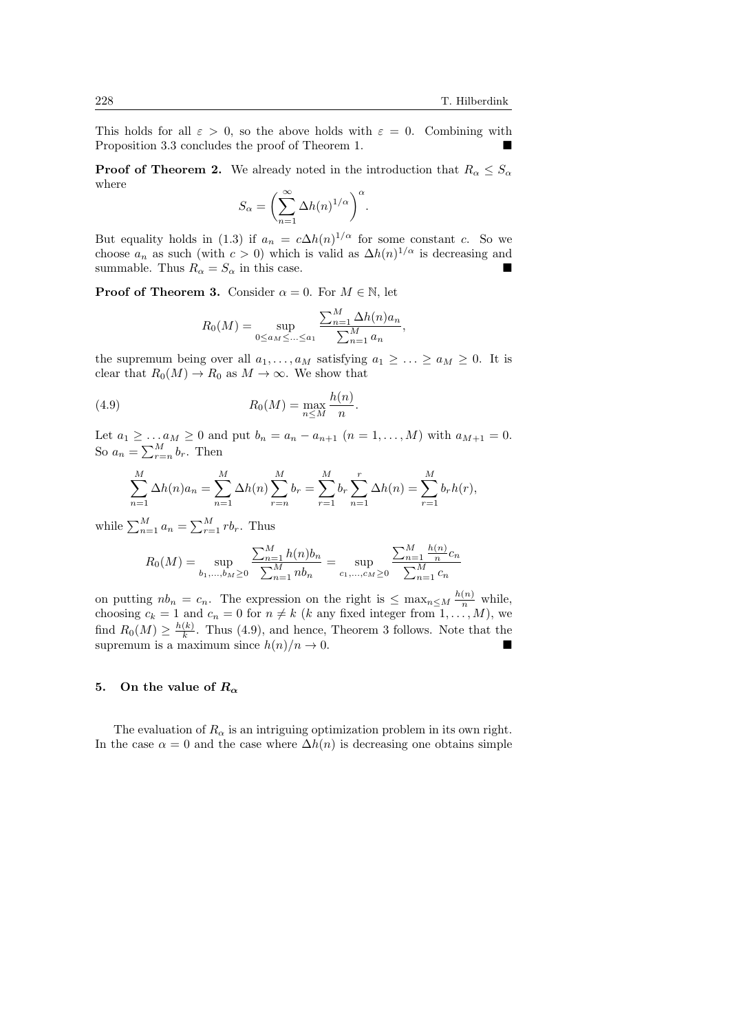This holds for all $\varepsilon > 0$, so the above holds with $\varepsilon = 0$. Combining with Proposition 3.3 concludes the proof of Theorem 1. ■

**Proof of Theorem 2.** We already noted in the introduction that $R_\alpha \leq S_\alpha$ where

$$S_\alpha = \left( \sum_{n=1}^{\infty} \Delta h(n)^{1/\alpha} \right)^{\alpha}.$$

But equality holds in (1.3) if $a_n = c\Delta h(n)^{1/\alpha}$ for some constant $c$. So we choose $a_n$ as such (with $c > 0$) which is valid as $\Delta h(n)^{1/\alpha}$ is decreasing and summable. Thus $R_\alpha = S_\alpha$ in this case. ■

**Proof of Theorem 3.** Consider $\alpha = 0$. For $M \in \mathbb{N}$, let

$$R_0(M) = \sup_{0 \leq a_M \leq \ldots \leq a_1} \frac{\sum_{n=1}^{M} \Delta h(n) a_n}{\sum_{n=1}^{M} a_n},$$

the supremum being over all $a_1, \ldots, a_M$ satisfying $a_1 \geq \ldots \geq a_M \geq 0$. It is clear that $R_0(M) \to R_0$ as $M \to \infty$. We show that

$$R_0(M) = \max_{n \leq M} \frac{h(n)}{n}. \tag{4.9}$$

Let $a_1 \geq \ldots a_M \geq 0$ and put $b_n = a_n - a_{n+1}$ $(n = 1, \ldots, M)$ with $a_{M+1} = 0$. So $a_n = \sum_{r=n}^{M} b_r$. Then

$$\sum_{n=1}^{M} \Delta h(n) a_n = \sum_{n=1}^{M} \Delta h(n) \sum_{r=n}^{M} b_r = \sum_{r=1}^{M} b_r \sum_{n=1}^{r} \Delta h(n) = \sum_{r=1}^{M} b_r h(r),$$

while $\sum_{n=1}^{M} a_n = \sum_{r=1}^{M} r b_r$. Thus

$$R_0(M) = \sup_{b_1, \ldots, b_M \geq 0} \frac{\sum_{n=1}^{M} h(n) b_n}{\sum_{n=1}^{M} n b_n} = \sup_{c_1, \ldots, c_M \geq 0} \frac{\sum_{n=1}^{M} \frac{h(n)}{n} c_n}{\sum_{n=1}^{M} c_n}$$

on putting $n b_n = c_n$. The expression on the right is $\leq \max_{n \leq M} \frac{h(n)}{n}$ while, choosing $c_k = 1$ and $c_n = 0$ for $n \neq k$ ($k$ any fixed integer from $1, \ldots, M$), we find $R_0(M) \geq \frac{h(k)}{k}$. Thus (4.9), and hence, Theorem 3 follows. Note that the supremum is a maximum since $h(n)/n \to 0$. ■

## 5. On the value of $R_\alpha$

The evaluation of $R_\alpha$ is an intriguing optimization problem in its own right. In the case $\alpha = 0$ and the case where $\Delta h(n)$ is decreasing one obtains simple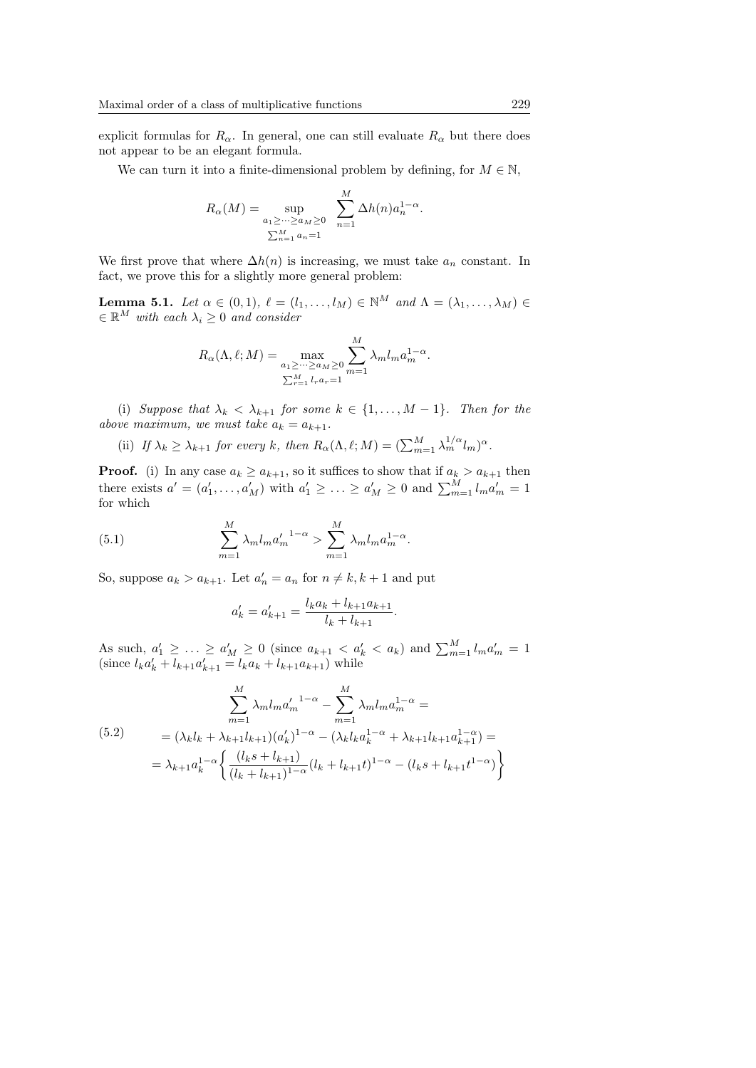explicit formulas for $R_\alpha$. In general, one can still evaluate $R_\alpha$ but there does not appear to be an elegant formula.

We can turn it into a finite-dimensional problem by defining, for $M \in \mathbb{N}$,

$$R_\alpha(M) = \sup_{\substack{a_1 \geq \cdots \geq a_M \geq 0 \\ \sum_{n=1}^M a_n = 1}} \sum_{n=1}^{M} \Delta h(n) a_n^{1-\alpha}.$$

We first prove that where $\Delta h(n)$ is increasing, we must take $a_n$ constant. In fact, we prove this for a slightly more general problem:

**Lemma 5.1.** *Let $\alpha \in (0,1)$, $\ell = (l_1, \ldots, l_M) \in \mathbb{N}^M$ and $\Lambda = (\lambda_1, \ldots, \lambda_M) \in \mathbb{R}^M$ with each $\lambda_i \geq 0$ and consider*

$$R_\alpha(\Lambda, \ell; M) = \max_{\substack{a_1 \geq \cdots \geq a_M \geq 0 \\ \sum_{r=1}^M l_r a_r = 1}} \sum_{m=1}^{M} \lambda_m l_m a_m^{1-\alpha}.$$

(i) *Suppose that $\lambda_k < \lambda_{k+1}$ for some $k \in \{1, \ldots, M-1\}$. Then for the above maximum, we must take $a_k = a_{k+1}$.*

(ii) *If $\lambda_k \geq \lambda_{k+1}$ for every $k$, then $R_\alpha(\Lambda, \ell; M) = (\sum_{m=1}^M \lambda_m^{1/\alpha} l_m)^\alpha$.*

**Proof.** (i) In any case $a_k \geq a_{k+1}$, so it suffices to show that if $a_k > a_{k+1}$ then there exists $a' = (a'_1, \ldots, a'_M)$ with $a'_1 \geq \ldots \geq a'_M \geq 0$ and $\sum_{m=1}^M l_m a'_m = 1$ for which

$$\sum_{m=1}^{M} \lambda_m l_m {a'_m}^{1-\alpha} > \sum_{m=1}^{M} \lambda_m l_m a_m^{1-\alpha}. \tag{5.1}$$

So, suppose $a_k > a_{k+1}$. Let $a'_n = a_n$ for $n \neq k, k+1$ and put

$$a'_k = a'_{k+1} = \frac{l_k a_k + l_{k+1} a_{k+1}}{l_k + l_{k+1}}.$$

As such, $a'_1 \geq \ldots \geq a'_M \geq 0$ (since $a_{k+1} < a'_k < a_k$) and $\sum_{m=1}^M l_m a'_m = 1$ (since $l_k a'_k + l_{k+1} a'_{k+1} = l_k a_k + l_{k+1} a_{k+1}$) while

$$\begin{aligned} &\sum_{m=1}^{M} \lambda_m l_m {a'_m}^{1-\alpha} - \sum_{m=1}^{M} \lambda_m l_m a_m^{1-\alpha} = \\ &= (\lambda_k l_k + \lambda_{k+1} l_{k+1})(a'_k)^{1-\alpha} - (\lambda_k l_k a_k^{1-\alpha} + \lambda_{k+1} l_{k+1} a_{k+1}^{1-\alpha}) = \\ &= \lambda_{k+1} a_k^{1-\alpha} \left\{ \frac{(l_k s + l_{k+1})}{(l_k + l_{k+1})^{1-\alpha}} (l_k + l_{k+1} t)^{1-\alpha} - (l_k s + l_{k+1} t^{1-\alpha}) \right\} \end{aligned} \tag{5.2}$$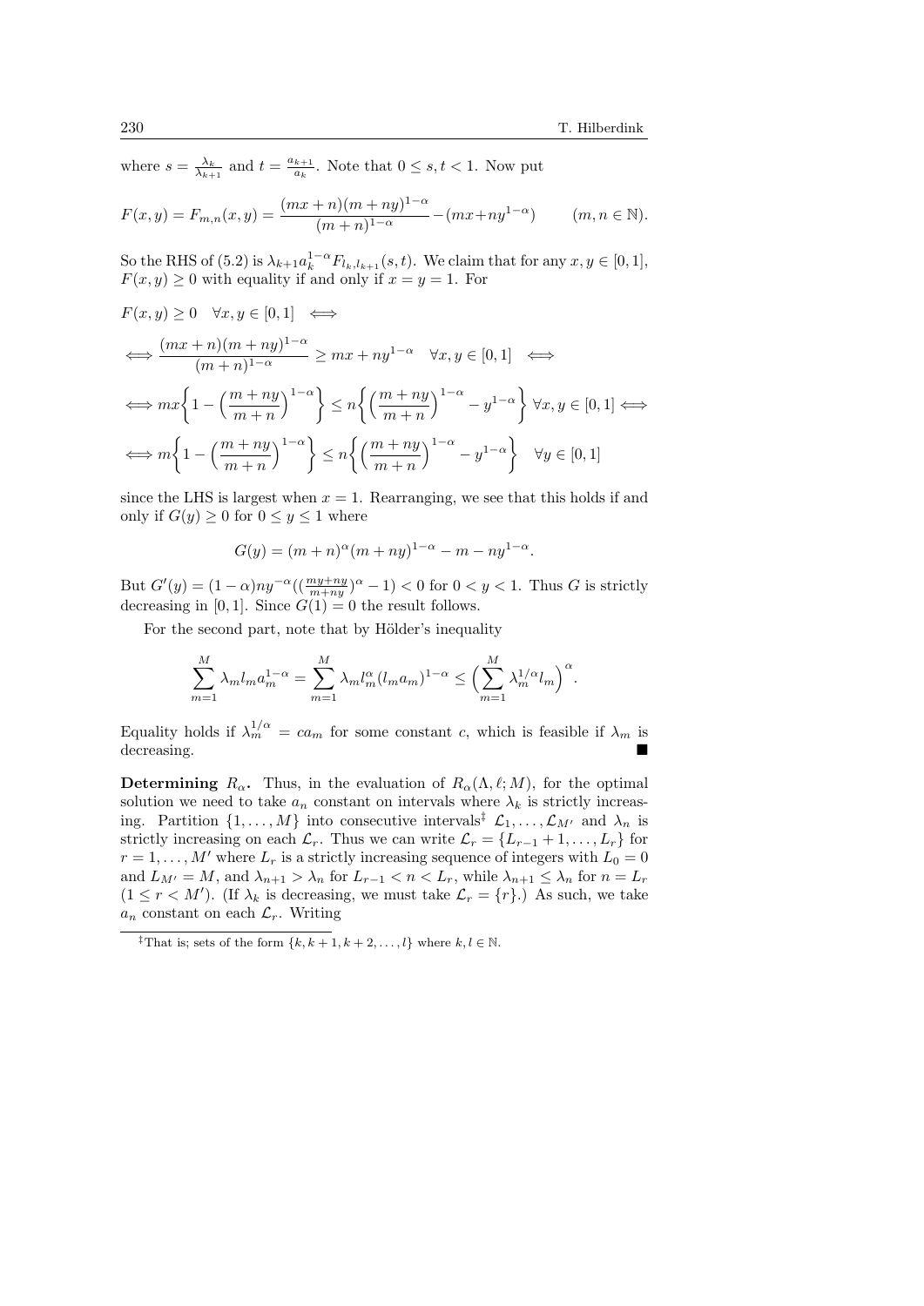where $s = \frac{\lambda_k}{\lambda_{k+1}}$ and $t = \frac{a_{k+1}}{a_k}$. Note that $0 \leq s, t < 1$. Now put

$$F(x,y) = F_{m,n}(x,y) = \frac{(mx+n)(m+ny)^{1-\alpha}}{(m+n)^{1-\alpha}} - (mx+ny^{1-\alpha}) \qquad (m,n \in \mathbb{N}).$$

So the RHS of (5.2) is $\lambda_{k+1} a_k^{1-\alpha} F_{l_k,l_{k+1}}(s,t)$. We claim that for any $x, y \in [0,1]$, $F(x,y) \geq 0$ with equality if and only if $x = y = 1$. For

$$F(x,y) \geq 0 \quad \forall x,y \in [0,1] \iff$$

$$\iff \frac{(mx+n)(m+ny)^{1-\alpha}}{(m+n)^{1-\alpha}} \geq mx + ny^{1-\alpha} \quad \forall x,y \in [0,1] \iff$$

$$\iff mx\left\{1 - \left(\frac{m+ny}{m+n}\right)^{1-\alpha}\right\} \leq n\left\{\left(\frac{m+ny}{m+n}\right)^{1-\alpha} - y^{1-\alpha}\right\} \forall x,y \in [0,1] \iff$$

$$\iff m\left\{1 - \left(\frac{m+ny}{m+n}\right)^{1-\alpha}\right\} \leq n\left\{\left(\frac{m+ny}{m+n}\right)^{1-\alpha} - y^{1-\alpha}\right\} \quad \forall y \in [0,1]$$

since the LHS is largest when $x = 1$. Rearranging, we see that this holds if and only if $G(y) \geq 0$ for $0 \leq y \leq 1$ where

$$G(y) = (m+n)^{\alpha}(m+ny)^{1-\alpha} - m - ny^{1-\alpha}.$$

But $G'(y) = (1-\alpha)ny^{-\alpha}((\frac{my+ny}{m+ny})^{\alpha} - 1) < 0$ for $0 < y < 1$. Thus $G$ is strictly decreasing in $[0,1]$. Since $G(1) = 0$ the result follows.

For the second part, note that by Hölder's inequality

$$\sum_{m=1}^{M} \lambda_m l_m a_m^{1-\alpha} = \sum_{m=1}^{M} \lambda_m l_m^{\alpha} (l_m a_m)^{1-\alpha} \leq \left(\sum_{m=1}^{M} \lambda_m^{1/\alpha} l_m\right)^{\alpha}.$$

Equality holds if $\lambda_m^{1/\alpha} = c a_m$ for some constant $c$, which is feasible if $\lambda_m$ is decreasing. ■

**Determining $R_\alpha$.** Thus, in the evaluation of $R_\alpha(\Lambda, \ell; M)$, for the optimal solution we need to take $a_n$ constant on intervals where $\lambda_k$ is strictly increasing. Partition $\{1, \ldots, M\}$ into consecutive intervals[‡] $\mathcal{L}_1, \ldots, \mathcal{L}_{M'}$ and $\lambda_n$ is strictly increasing on each $\mathcal{L}_r$. Thus we can write $\mathcal{L}_r = \{L_{r-1}+1, \ldots, L_r\}$ for $r = 1, \ldots, M'$ where $L_r$ is a strictly increasing sequence of integers with $L_0 = 0$ and $L_{M'} = M$, and $\lambda_{n+1} > \lambda_n$ for $L_{r-1} < n < L_r$, while $\lambda_{n+1} \leq \lambda_n$ for $n = L_r$ $(1 \leq r < M')$. (If $\lambda_k$ is decreasing, we must take $\mathcal{L}_r = \{r\}$.) As such, we take $a_n$ constant on each $\mathcal{L}_r$. Writing

[‡]That is; sets of the form $\{k, k+1, k+2, \ldots, l\}$ where $k, l \in \mathbb{N}$.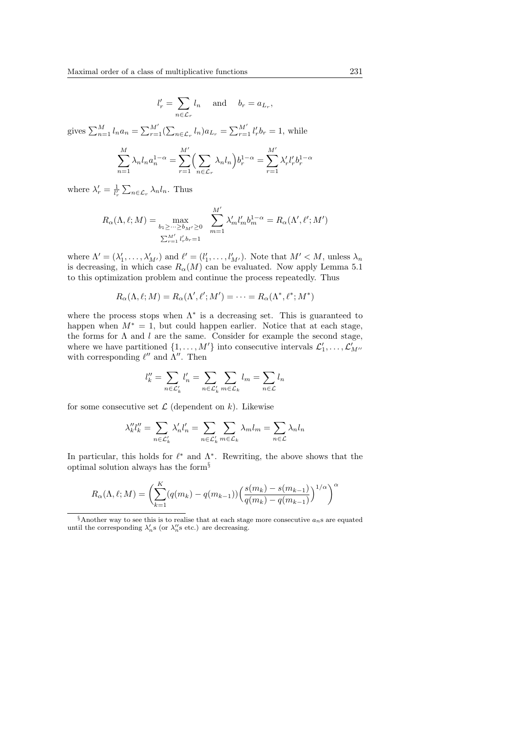$$l'_r = \sum_{n \in \mathcal{L}_r} l_n \quad \text{and} \quad b_r = a_{L_r},$$

gives $\sum_{n=1}^{M} l_n a_n = \sum_{r=1}^{M'} (\sum_{n \in \mathcal{L}_r} l_n) a_{L_r} = \sum_{r=1}^{M'} l'_r b_r = 1$, while

$$\sum_{n=1}^{M} \lambda_n l_n a_n^{1-\alpha} = \sum_{r=1}^{M'} \Big( \sum_{n \in \mathcal{L}_r} \lambda_n l_n \Big) b_r^{1-\alpha} = \sum_{r=1}^{M'} \lambda'_r l'_r b_r^{1-\alpha}$$

where $\lambda'_r = \frac{1}{l'_r} \sum_{n \in \mathcal{L}_r} \lambda_n l_n$. Thus

$$R_\alpha(\Lambda, \ell; M) = \max_{\substack{b_1 \geq \cdots \geq b_{M'} \geq 0 \\ \sum_{r=1}^{M'} l'_r b_r = 1}} \quad \sum_{m=1}^{M'} \lambda'_m l'_m b_m^{1-\alpha} = R_\alpha(\Lambda', \ell'; M')$$

where $\Lambda' = (\lambda'_1, \ldots, \lambda'_{M'})$ and $\ell' = (l'_1, \ldots, l'_{M'})$. Note that $M' < M$, unless $\lambda_n$ is decreasing, in which case $R_\alpha(M)$ can be evaluated. Now apply Lemma 5.1 to this optimization problem and continue the process repeatedly. Thus

$$R_\alpha(\Lambda, \ell; M) = R_\alpha(\Lambda', \ell'; M') = \cdots = R_\alpha(\Lambda^*, \ell^*; M^*)$$

where the process stops when $\Lambda^*$ is a decreasing set. This is guaranteed to happen when $M^* = 1$, but could happen earlier. Notice that at each stage, the forms for $\Lambda$ and $l$ are the same. Consider for example the second stage, where we have partitioned $\{1, \ldots, M'\}$ into consecutive intervals $\mathcal{L}'_1, \ldots, \mathcal{L}'_{M''}$ with corresponding $\ell''$ and $\Lambda''$. Then

$$l''_k = \sum_{n \in \mathcal{L}'_k} l'_n = \sum_{n \in \mathcal{L}'_k} \sum_{m \in \mathcal{L}_k} l_m = \sum_{n \in \mathcal{L}} l_n$$

for some consecutive set $\mathcal{L}$ (dependent on $k$). Likewise

$$\lambda''_k l''_k = \sum_{n \in \mathcal{L}'_k} \lambda'_n l'_n = \sum_{n \in \mathcal{L}'_k} \sum_{m \in \mathcal{L}_k} \lambda_m l_m = \sum_{n \in \mathcal{L}} \lambda_n l_n$$

In particular, this holds for $\ell^*$ and $\Lambda^*$. Rewriting, the above shows that the optimal solution always has the form[§]

$$R_\alpha(\Lambda, \ell; M) = \left( \sum_{k=1}^{K} (q(m_k) - q(m_{k-1})) \Big( \frac{s(m_k) - s(m_{k-1})}{q(m_k) - q(m_{k-1})} \Big)^{1/\alpha} \right)^\alpha$$

[§]Another way to see this is to realise that at each stage more consecutive $a_n$s are equated until the corresponding $\lambda'_n$s (or $\lambda''_n$s etc.) are decreasing.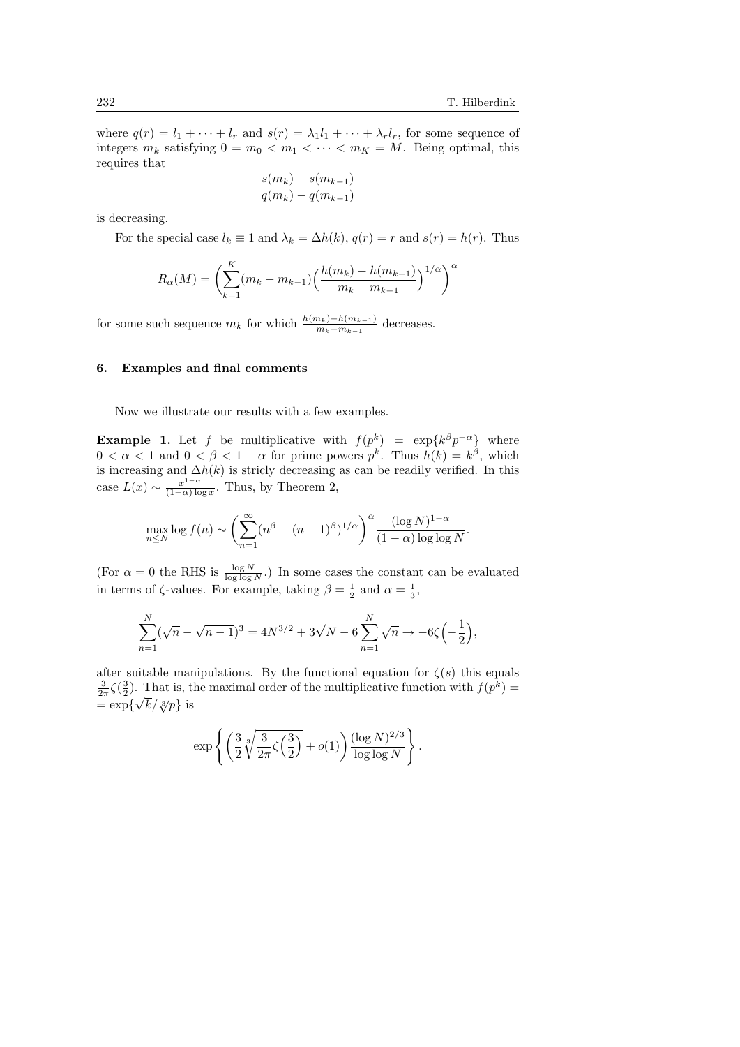where $q(r) = l_1 + \cdots + l_r$ and $s(r) = \lambda_1 l_1 + \cdots + \lambda_r l_r$, for some sequence of integers $m_k$ satisfying $0 = m_0 < m_1 < \cdots < m_K = M$. Being optimal, this requires that

$$\frac{s(m_k) - s(m_{k-1})}{q(m_k) - q(m_{k-1})}$$

is decreasing.

For the special case $l_k \equiv 1$ and $\lambda_k = \Delta h(k)$, $q(r) = r$ and $s(r) = h(r)$. Thus

$$R_\alpha(M) = \left( \sum_{k=1}^{K} (m_k - m_{k-1}) \Big( \frac{h(m_k) - h(m_{k-1})}{m_k - m_{k-1}} \Big)^{1/\alpha} \right)^{\alpha}$$

for some such sequence $m_k$ for which $\frac{h(m_k)-h(m_{k-1})}{m_k - m_{k-1}}$ decreases.

## 6. Examples and final comments

Now we illustrate our results with a few examples.

**Example 1.** Let $f$ be multiplicative with $f(p^k) = \exp\{k^\beta p^{-\alpha}\}$ where $0 < \alpha < 1$ and $0 < \beta < 1 - \alpha$ for prime powers $p^k$. Thus $h(k) = k^\beta$, which is increasing and $\Delta h(k)$ is stricly decreasing as can be readily verified. In this case $L(x) \sim \frac{x^{1-\alpha}}{(1-\alpha)\log x}$. Thus, by Theorem 2,

$$\max_{n \le N} \log f(n) \sim \left( \sum_{n=1}^{\infty} (n^\beta - (n-1)^\beta)^{1/\alpha} \right)^{\alpha} \frac{(\log N)^{1-\alpha}}{(1-\alpha)\log\log N}.$$

(For $\alpha = 0$ the RHS is $\frac{\log N}{\log\log N}$.) In some cases the constant can be evaluated in terms of $\zeta$-values. For example, taking $\beta = \frac{1}{2}$ and $\alpha = \frac{1}{3}$,

$$\sum_{n=1}^{N} (\sqrt{n} - \sqrt{n-1})^3 = 4N^{3/2} + 3\sqrt{N} - 6\sum_{n=1}^{N} \sqrt{n} \to -6\zeta\Big(-\frac{1}{2}\Big),$$

after suitable manipulations. By the functional equation for $\zeta(s)$ this equals $\frac{3}{2\pi}\zeta(\frac{3}{2})$. That is, the maximal order of the multiplicative function with $f(p^k) = \exp\{\sqrt{k}/\sqrt[3]{p}\}$ is

$$\exp\left\{ \left( \frac{3}{2}\sqrt[3]{\frac{3}{2\pi}\zeta\Big(\frac{3}{2}\Big)} + o(1) \right) \frac{(\log N)^{2/3}}{\log\log N} \right\}.$$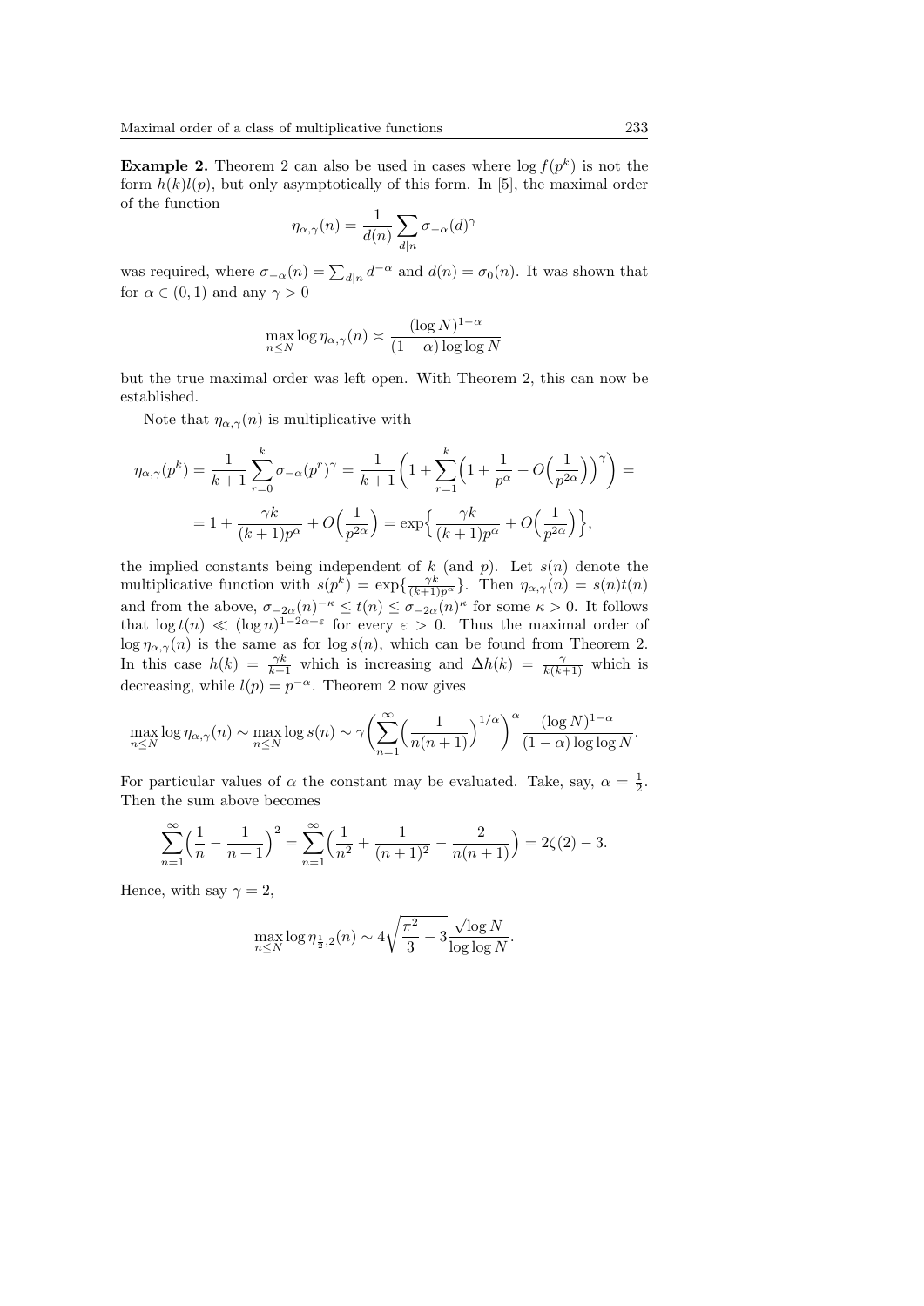**Example 2.** Theorem 2 can also be used in cases where $\log f(p^k)$ is not the form $h(k)l(p)$, but only asymptotically of this form. In [5], the maximal order of the function

$$\eta_{\alpha,\gamma}(n) = \frac{1}{d(n)} \sum_{d|n} \sigma_{-\alpha}(d)^\gamma$$

was required, where $\sigma_{-\alpha}(n) = \sum_{d|n} d^{-\alpha}$ and $d(n) = \sigma_0(n)$. It was shown that for $\alpha \in (0, 1)$ and any $\gamma > 0$

$$\max_{n \le N} \log \eta_{\alpha,\gamma}(n) \asymp \frac{(\log N)^{1-\alpha}}{(1-\alpha)\log\log N}$$

but the true maximal order was left open. With Theorem 2, this can now be established.

Note that $\eta_{\alpha,\gamma}(n)$ is multiplicative with

$$\eta_{\alpha,\gamma}(p^k) = \frac{1}{k+1} \sum_{r=0}^{k} \sigma_{-\alpha}(p^r)^\gamma = \frac{1}{k+1}\Big(1 + \sum_{r=1}^{k}\Big(1 + \frac{1}{p^\alpha} + O\Big(\frac{1}{p^{2\alpha}}\Big)\Big)^\gamma\Big) =$$

$$= 1 + \frac{\gamma k}{(k+1)p^\alpha} + O\Big(\frac{1}{p^{2\alpha}}\Big) = \exp\Big\{\frac{\gamma k}{(k+1)p^\alpha} + O\Big(\frac{1}{p^{2\alpha}}\Big)\Big\},$$

the implied constants being independent of $k$ (and $p$). Let $s(n)$ denote the multiplicative function with $s(p^k) = \exp\{\frac{\gamma k}{(k+1)p^\alpha}\}$. Then $\eta_{\alpha,\gamma}(n) = s(n)t(n)$ and from the above, $\sigma_{-2\alpha}(n)^{-\kappa} \le t(n) \le \sigma_{-2\alpha}(n)^\kappa$ for some $\kappa > 0$. It follows that $\log t(n) \ll (\log n)^{1-2\alpha+\varepsilon}$ for every $\varepsilon > 0$. Thus the maximal order of $\log \eta_{\alpha,\gamma}(n)$ is the same as for $\log s(n)$, which can be found from Theorem 2. In this case $h(k) = \frac{\gamma k}{k+1}$ which is increasing and $\Delta h(k) = \frac{\gamma}{k(k+1)}$ which is decreasing, while $l(p) = p^{-\alpha}$. Theorem 2 now gives

$$\max_{n\le N} \log \eta_{\alpha,\gamma}(n) \sim \max_{n \le N} \log s(n) \sim \gamma \Big(\sum_{n=1}^{\infty}\Big(\frac{1}{n(n+1)}\Big)^{1/\alpha}\Big)^\alpha \frac{(\log N)^{1-\alpha}}{(1-\alpha)\log\log N}.$$

For particular values of $\alpha$ the constant may be evaluated. Take, say, $\alpha = \frac{1}{2}$. Then the sum above becomes

$$\sum_{n=1}^{\infty}\Big(\frac{1}{n} - \frac{1}{n+1}\Big)^2 = \sum_{n=1}^{\infty}\Big(\frac{1}{n^2} + \frac{1}{(n+1)^2} - \frac{2}{n(n+1)}\Big) = 2\zeta(2) - 3.$$

Hence, with say $\gamma = 2$,

$$\max_{n \le N} \log \eta_{\frac{1}{2},2}(n) \sim 4\sqrt{\frac{\pi^2}{3} - 3}\,\frac{\sqrt{\log N}}{\log\log N}.$$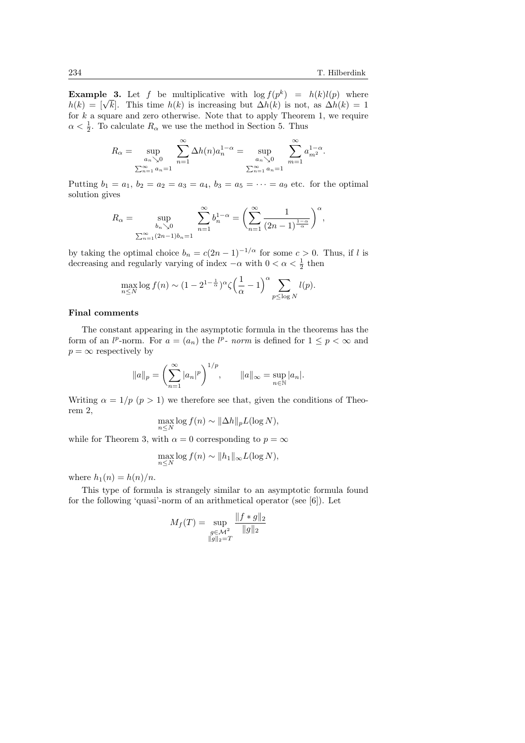**Example 3.** Let $f$ be multiplicative with $\log f(p^k) = h(k)l(p)$ where $h(k) = [\sqrt{k}]$. This time $h(k)$ is increasing but $\Delta h(k)$ is not, as $\Delta h(k) = 1$ for $k$ a square and zero otherwise. Note that to apply Theorem 1, we require $\alpha < \frac{1}{2}$. To calculate $R_\alpha$ we use the method in Section 5. Thus

$$R_\alpha = \sup_{\substack{a_n \searrow 0 \\ \sum_{n=1}^\infty a_n = 1}} \sum_{n=1}^\infty \Delta h(n) a_n^{1-\alpha} = \sup_{\substack{a_n \searrow 0 \\ \sum_{n=1}^\infty a_n = 1}} \sum_{m=1}^\infty a_{m^2}^{1-\alpha}.$$

Putting $b_1 = a_1$, $b_2 = a_2 = a_3 = a_4$, $b_3 = a_5 = \cdots = a_9$ etc. for the optimal solution gives

$$R_\alpha = \sup_{\substack{b_n \searrow 0 \\ \sum_{n=1}^\infty (2n-1) b_n = 1}} \sum_{n=1}^\infty b_n^{1-\alpha} = \left( \sum_{n=1}^\infty \frac{1}{(2n-1)^{\frac{1-\alpha}{\alpha}}} \right)^\alpha,$$

by taking the optimal choice $b_n = c(2n-1)^{-1/\alpha}$ for some $c > 0$. Thus, if $l$ is decreasing and regularly varying of index $-\alpha$ with $0 < \alpha < \frac{1}{2}$ then

$$\max_{n \le N} \log f(n) \sim (1 - 2^{1-\frac{1}{\alpha}})^\alpha \zeta\Big(\frac{1}{\alpha} - 1\Big)^\alpha \sum_{p \le \log N} l(p).$$

**Final comments**

The constant appearing in the asymptotic formula in the theorems has the form of an $l^p$-norm. For $a = (a_n)$ the $l^p$- *norm* is defined for $1 \le p < \infty$ and $p = \infty$ respectively by

$$\|a\|_p = \left( \sum_{n=1}^\infty |a_n|^p \right)^{1/p}, \qquad \|a\|_\infty = \sup_{n \in \mathbb{N}} |a_n|.$$

Writing $\alpha = 1/p$ ($p > 1$) we therefore see that, given the conditions of Theorem 2,

$$\max_{n \le N} \log f(n) \sim \|\Delta h\|_p L(\log N),$$

while for Theorem 3, with $\alpha = 0$ corresponding to $p = \infty$

$$\max_{n \le N} \log f(n) \sim \|h_1\|_\infty L(\log N),$$

where $h_1(n) = h(n)/n$.

This type of formula is strangely similar to an asymptotic formula found for the following 'quasi'-norm of an arithmetical operator (see [6]). Let

$$M_f(T) = \sup_{\substack{g \in \mathcal{M}^2 \\ \|g\|_2 = T}} \frac{\|f * g\|_2}{\|g\|_2}$$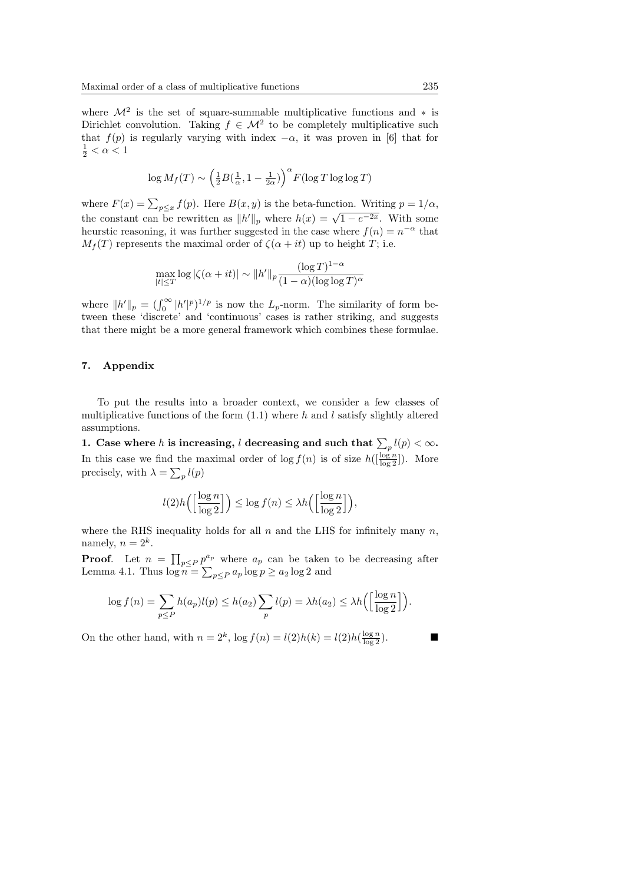where $\mathcal{M}^2$ is the set of square-summable multiplicative functions and $*$ is Dirichlet convolution. Taking $f \in \mathcal{M}^2$ to be completely multiplicative such that $f(p)$ is regularly varying with index $-\alpha$, it was proven in [6] that for $\frac{1}{2} < \alpha < 1$

$$\log M_f(T) \sim \Big(\tfrac{1}{2}B(\tfrac{1}{\alpha}, 1 - \tfrac{1}{2\alpha})\Big)^{\alpha} F(\log T \log\log T)$$

where $F(x) = \sum_{p \le x} f(p)$. Here $B(x,y)$ is the beta-function. Writing $p = 1/\alpha$, the constant can be rewritten as $\|h'\|_p$ where $h(x) = \sqrt{1 - e^{-2x}}$. With some heurstic reasoning, it was further suggested in the case where $f(n) = n^{-\alpha}$ that $M_f(T)$ represents the maximal order of $\zeta(\alpha + it)$ up to height $T$; i.e.

$$\max_{|t| \le T} \log|\zeta(\alpha + it)| \sim \|h'\|_p \frac{(\log T)^{1-\alpha}}{(1-\alpha)(\log\log T)^{\alpha}}$$

where $\|h'\|_p = (\int_0^\infty |h'|^p)^{1/p}$ is now the $L_p$-norm. The similarity of form between these 'discrete' and 'continuous' cases is rather striking, and suggests that there might be a more general framework which combines these formulae.

## 7. Appendix

To put the results into a broader context, we consider a few classes of multiplicative functions of the form (1.1) where $h$ and $l$ satisfy slightly altered assumptions.

**1. Case where $h$ is increasing, $l$ decreasing and such that $\sum_p l(p) < \infty$.** In this case we find the maximal order of $\log f(n)$ is of size $h([\frac{\log n}{\log 2}])$. More precisely, with $\lambda = \sum_p l(p)$

$$l(2) h\Big(\Big[\frac{\log n}{\log 2}\Big]\Big) \le \log f(n) \le \lambda h\Big(\Big[\frac{\log n}{\log 2}\Big]\Big),$$

where the RHS inequality holds for all $n$ and the LHS for infinitely many $n$, namely, $n = 2^k$.

**Proof**. Let $n = \prod_{p \le P} p^{a_p}$ where $a_p$ can be taken to be decreasing after Lemma 4.1. Thus $\log n = \sum_{p \le P} a_p \log p \ge a_2 \log 2$ and

$$\log f(n) = \sum_{p \le P} h(a_p) l(p) \le h(a_2) \sum_p l(p) = \lambda h(a_2) \le \lambda h\Big(\Big[\frac{\log n}{\log 2}\Big]\Big).$$

On the other hand, with $n = 2^k$, $\log f(n) = l(2) h(k) = l(2) h(\frac{\log n}{\log 2})$. ∎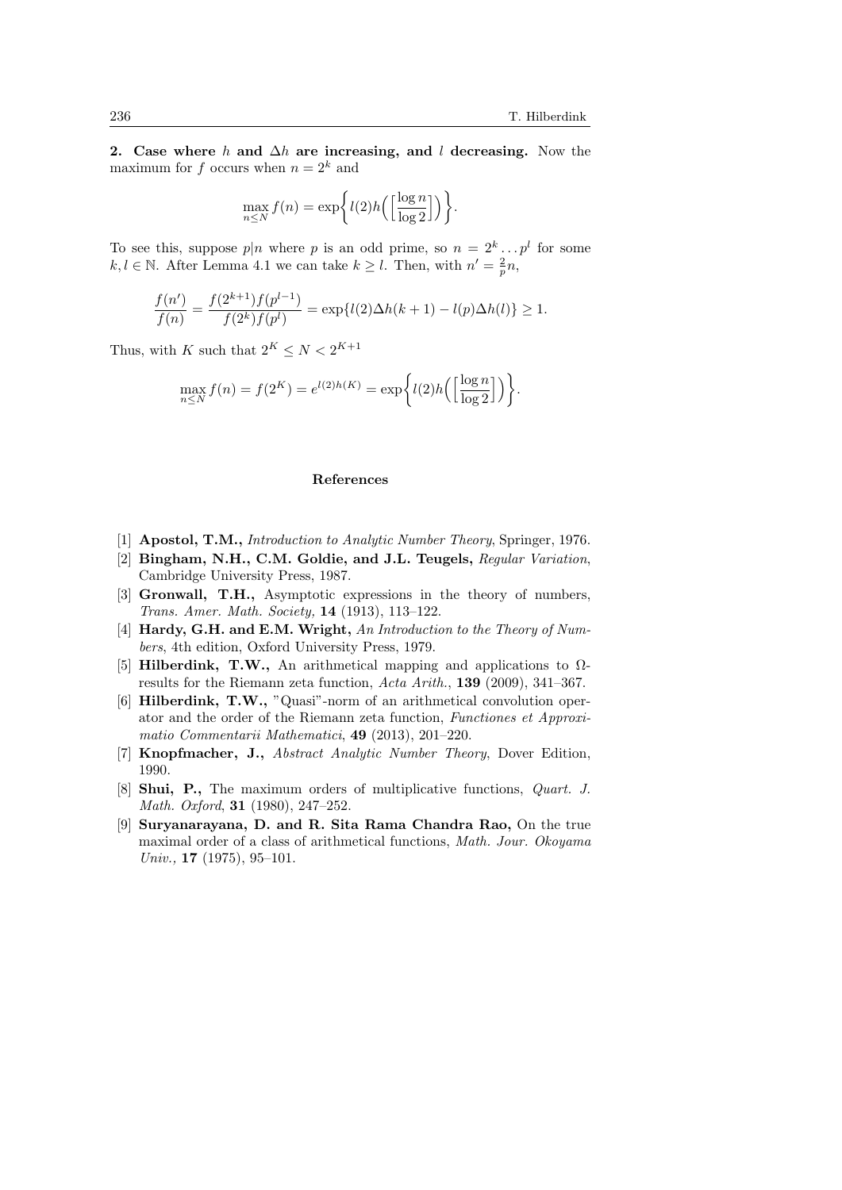**2. Case where $h$ and $\Delta h$ are increasing, and $l$ decreasing.** Now the maximum for $f$ occurs when $n = 2^k$ and

$$\max_{n \leq N} f(n) = \exp\left\{ l(2) h\Big( \Big[ \frac{\log n}{\log 2} \Big] \Big) \right\}.$$

To see this, suppose $p|n$ where $p$ is an odd prime, so $n = 2^k \dots p^l$ for some $k, l \in \mathbb{N}$. After Lemma 4.1 we can take $k \geq l$. Then, with $n' = \frac{2}{p} n$,

$$\frac{f(n')}{f(n)} = \frac{f(2^{k+1}) f(p^{l-1})}{f(2^k) f(p^l)} = \exp\{ l(2) \Delta h(k+1) - l(p) \Delta h(l) \} \geq 1.$$

Thus, with $K$ such that $2^K \leq N < 2^{K+1}$

$$\max_{n \leq N} f(n) = f(2^K) = e^{l(2) h(K)} = \exp\left\{ l(2) h\Big( \Big[ \frac{\log n}{\log 2} \Big] \Big) \right\}.$$

## References

[1] **Apostol, T.M.,** *Introduction to Analytic Number Theory*, Springer, 1976.

[2] **Bingham, N.H., C.M. Goldie, and J.L. Teugels,** *Regular Variation*, Cambridge University Press, 1987.

[3] **Gronwall, T.H.,** Asymptotic expressions in the theory of numbers, *Trans. Amer. Math. Society,* **14** (1913), 113–122.

[4] **Hardy, G.H. and E.M. Wright,** *An Introduction to the Theory of Numbers*, 4th edition, Oxford University Press, 1979.

[5] **Hilberdink, T.W.,** An arithmetical mapping and applications to $\Omega$-results for the Riemann zeta function, *Acta Arith.*, **139** (2009), 341–367.

[6] **Hilberdink, T.W.,** "Quasi"-norm of an arithmetical convolution operator and the order of the Riemann zeta function, *Functiones et Approximatio Commentarii Mathematici*, **49** (2013), 201–220.

[7] **Knopfmacher, J.,** *Abstract Analytic Number Theory*, Dover Edition, 1990.

[8] **Shui, P.,** The maximum orders of multiplicative functions, *Quart. J. Math. Oxford*, **31** (1980), 247–252.

[9] **Suryanarayana, D. and R. Sita Rama Chandra Rao,** On the true maximal order of a class of arithmetical functions, *Math. Jour. Okoyama Univ.,* **17** (1975), 95–101.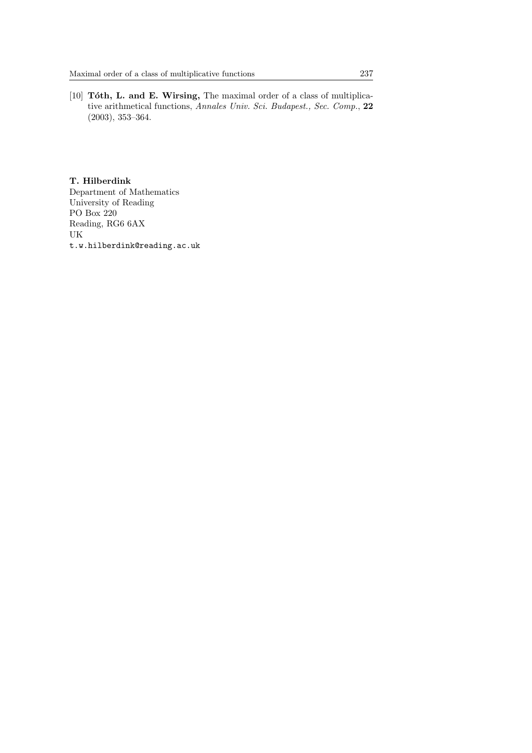[10] **Tóth, L. and E. Wirsing,** The maximal order of a class of multiplicative arithmetical functions, *Annales Univ. Sci. Budapest., Sec. Comp.*, **22** (2003), 353–364.

**T. Hilberdink**
Department of Mathematics
University of Reading
PO Box 220
Reading, RG6 6AX
UK
t.w.hilberdink@reading.ac.uk